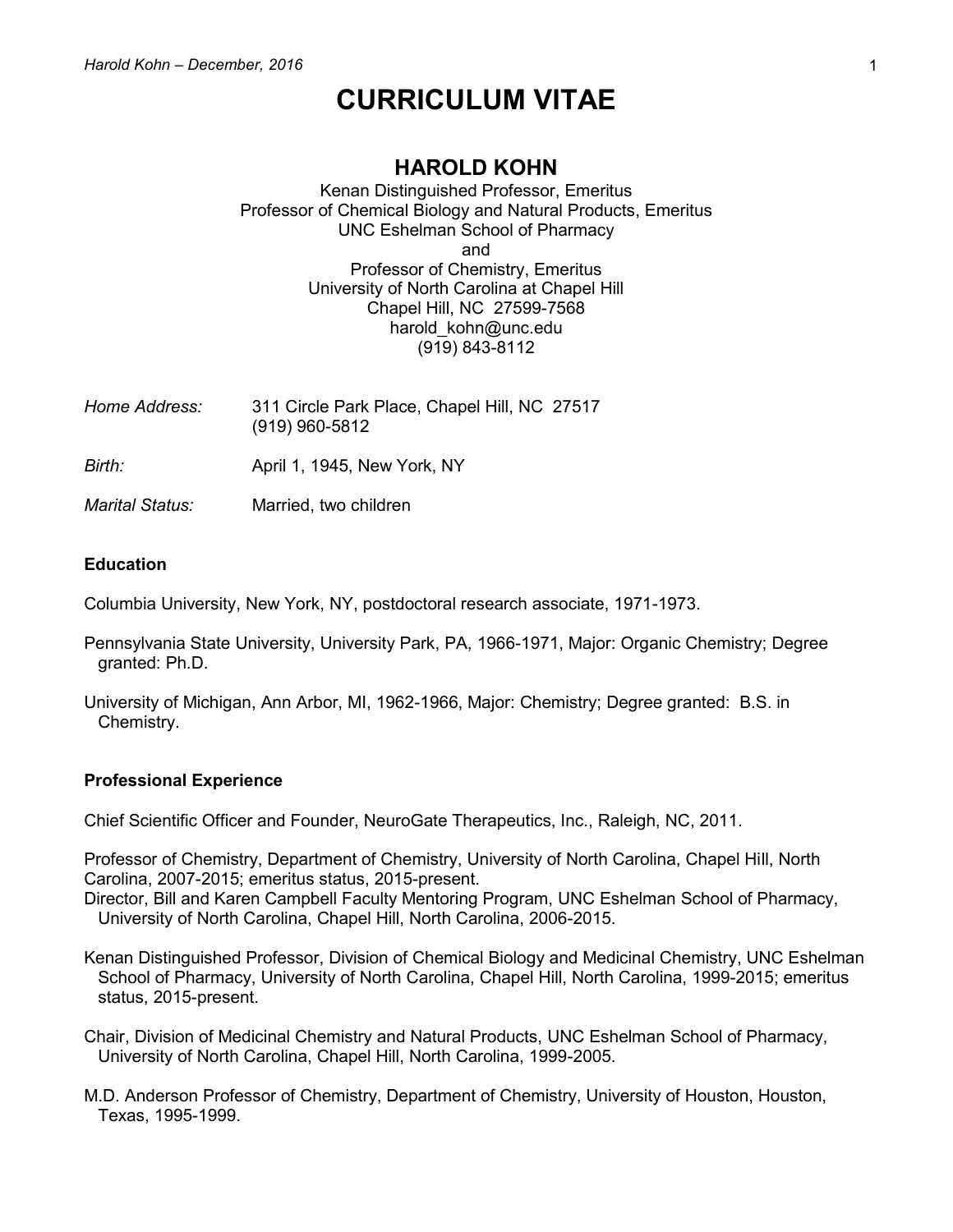# CURRICULUM VITAE

## HAROLD KOHN

Kenan Distinguished Professor, Emeritus
Professor of Chemical Biology and Natural Products, Emeritus
UNC Eshelman School of Pharmacy
and
Professor of Chemistry, Emeritus
University of North Carolina at Chapel Hill
Chapel Hill, NC 27599-7568
harold_kohn@unc.edu
(919) 843-8112

*Home Address:* 311 Circle Park Place, Chapel Hill, NC 27517
(919) 960-5812

*Birth:* April 1, 1945, New York, NY

*Marital Status:* Married, two children

### Education

Columbia University, New York, NY, postdoctoral research associate, 1971-1973.

Pennsylvania State University, University Park, PA, 1966-1971, Major: Organic Chemistry; Degree granted: Ph.D.

University of Michigan, Ann Arbor, MI, 1962-1966, Major: Chemistry; Degree granted: B.S. in Chemistry.

### Professional Experience

Chief Scientific Officer and Founder, NeuroGate Therapeutics, Inc., Raleigh, NC, 2011.

Professor of Chemistry, Department of Chemistry, University of North Carolina, Chapel Hill, North Carolina, 2007-2015; emeritus status, 2015-present.

Director, Bill and Karen Campbell Faculty Mentoring Program, UNC Eshelman School of Pharmacy, University of North Carolina, Chapel Hill, North Carolina, 2006-2015.

Kenan Distinguished Professor, Division of Chemical Biology and Medicinal Chemistry, UNC Eshelman School of Pharmacy, University of North Carolina, Chapel Hill, North Carolina, 1999-2015; emeritus status, 2015-present.

Chair, Division of Medicinal Chemistry and Natural Products, UNC Eshelman School of Pharmacy, University of North Carolina, Chapel Hill, North Carolina, 1999-2005.

M.D. Anderson Professor of Chemistry, Department of Chemistry, University of Houston, Houston, Texas, 1995-1999.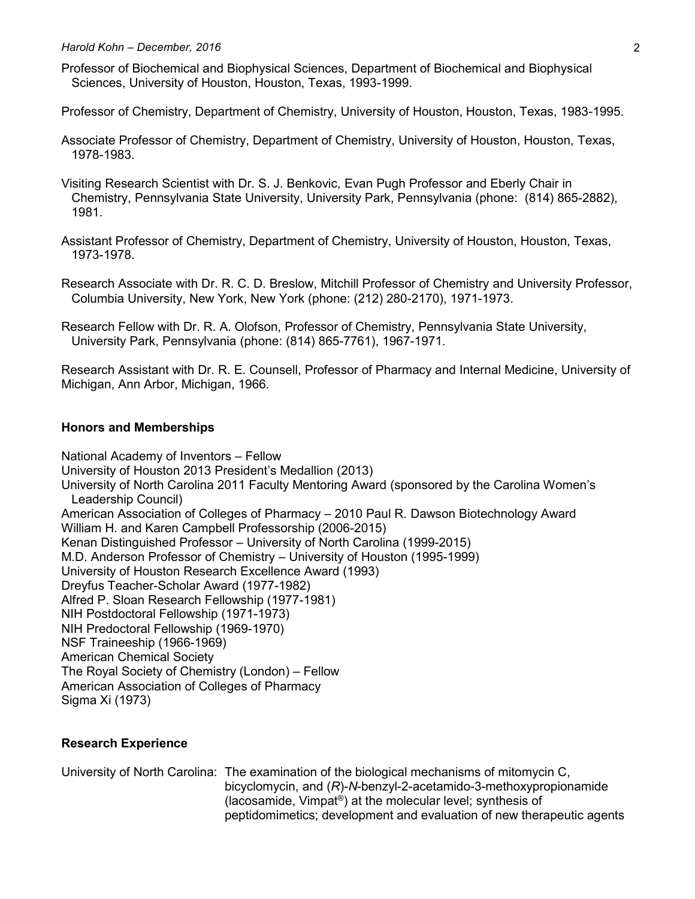Professor of Biochemical and Biophysical Sciences, Department of Biochemical and Biophysical Sciences, University of Houston, Houston, Texas, 1993-1999.

Professor of Chemistry, Department of Chemistry, University of Houston, Houston, Texas, 1983-1995.

Associate Professor of Chemistry, Department of Chemistry, University of Houston, Houston, Texas, 1978-1983.

Visiting Research Scientist with Dr. S. J. Benkovic, Evan Pugh Professor and Eberly Chair in Chemistry, Pennsylvania State University, University Park, Pennsylvania (phone: (814) 865-2882), 1981.

Assistant Professor of Chemistry, Department of Chemistry, University of Houston, Houston, Texas, 1973-1978.

Research Associate with Dr. R. C. D. Breslow, Mitchill Professor of Chemistry and University Professor, Columbia University, New York, New York (phone: (212) 280-2170), 1971-1973.

Research Fellow with Dr. R. A. Olofson, Professor of Chemistry, Pennsylvania State University, University Park, Pennsylvania (phone: (814) 865-7761), 1967-1971.

Research Assistant with Dr. R. E. Counsell, Professor of Pharmacy and Internal Medicine, University of Michigan, Ann Arbor, Michigan, 1966.

**Honors and Memberships**

National Academy of Inventors – Fellow
University of Houston 2013 President's Medallion (2013)
University of North Carolina 2011 Faculty Mentoring Award (sponsored by the Carolina Women's Leadership Council)
American Association of Colleges of Pharmacy – 2010 Paul R. Dawson Biotechnology Award
William H. and Karen Campbell Professorship (2006-2015)
Kenan Distinguished Professor – University of North Carolina (1999-2015)
M.D. Anderson Professor of Chemistry – University of Houston (1995-1999)
University of Houston Research Excellence Award (1993)
Dreyfus Teacher-Scholar Award (1977-1982)
Alfred P. Sloan Research Fellowship (1977-1981)
NIH Postdoctoral Fellowship (1971-1973)
NIH Predoctoral Fellowship (1969-1970)
NSF Traineeship (1966-1969)
American Chemical Society
The Royal Society of Chemistry (London) – Fellow
American Association of Colleges of Pharmacy
Sigma Xi (1973)

**Research Experience**

University of North Carolina: The examination of the biological mechanisms of mitomycin C, bicyclomycin, and (*R*)-*N*-benzyl-2-acetamido-3-methoxypropionamide (lacosamide, Vimpat®) at the molecular level; synthesis of peptidomimetics; development and evaluation of new therapeutic agents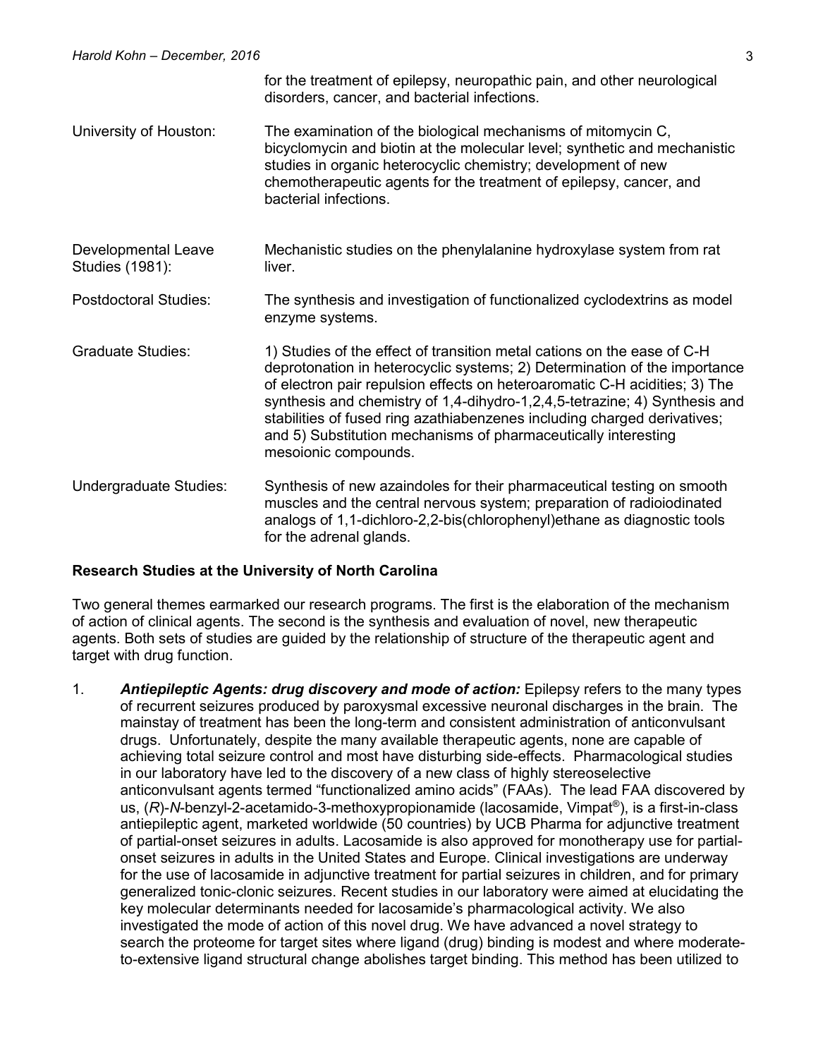for the treatment of epilepsy, neuropathic pain, and other neurological disorders, cancer, and bacterial infections.

University of Houston: The examination of the biological mechanisms of mitomycin C, bicyclomycin and biotin at the molecular level; synthetic and mechanistic studies in organic heterocyclic chemistry; development of new chemotherapeutic agents for the treatment of epilepsy, cancer, and bacterial infections.

Developmental Leave Studies (1981): Mechanistic studies on the phenylalanine hydroxylase system from rat liver.

Postdoctoral Studies: The synthesis and investigation of functionalized cyclodextrins as model enzyme systems.

Graduate Studies: 1) Studies of the effect of transition metal cations on the ease of C-H deprotonation in heterocyclic systems; 2) Determination of the importance of electron pair repulsion effects on heteroaromatic C-H acidities; 3) The synthesis and chemistry of 1,4-dihydro-1,2,4,5-tetrazine; 4) Synthesis and stabilities of fused ring azathiabenzenes including charged derivatives; and 5) Substitution mechanisms of pharmaceutically interesting mesoionic compounds.

Undergraduate Studies: Synthesis of new azaindoles for their pharmaceutical testing on smooth muscles and the central nervous system; preparation of radioiodinated analogs of 1,1-dichloro-2,2-bis(chlorophenyl)ethane as diagnostic tools for the adrenal glands.

**Research Studies at the University of North Carolina**

Two general themes earmarked our research programs. The first is the elaboration of the mechanism of action of clinical agents. The second is the synthesis and evaluation of novel, new therapeutic agents. Both sets of studies are guided by the relationship of structure of the therapeutic agent and target with drug function.

1. ***Antiepileptic Agents: drug discovery and mode of action:*** Epilepsy refers to the many types of recurrent seizures produced by paroxysmal excessive neuronal discharges in the brain. The mainstay of treatment has been the long-term and consistent administration of anticonvulsant drugs. Unfortunately, despite the many available therapeutic agents, none are capable of achieving total seizure control and most have disturbing side-effects. Pharmacological studies in our laboratory have led to the discovery of a new class of highly stereoselective anticonvulsant agents termed "functionalized amino acids" (FAAs). The lead FAA discovered by us, (*R*)-*N*-benzyl-2-acetamido-3-methoxypropionamide (lacosamide, Vimpat®), is a first-in-class antiepileptic agent, marketed worldwide (50 countries) by UCB Pharma for adjunctive treatment of partial-onset seizures in adults. Lacosamide is also approved for monotherapy use for partial-onset seizures in adults in the United States and Europe. Clinical investigations are underway for the use of lacosamide in adjunctive treatment for partial seizures in children, and for primary generalized tonic-clonic seizures. Recent studies in our laboratory were aimed at elucidating the key molecular determinants needed for lacosamide's pharmacological activity. We also investigated the mode of action of this novel drug. We have advanced a novel strategy to search the proteome for target sites where ligand (drug) binding is modest and where moderate-to-extensive ligand structural change abolishes target binding. This method has been utilized to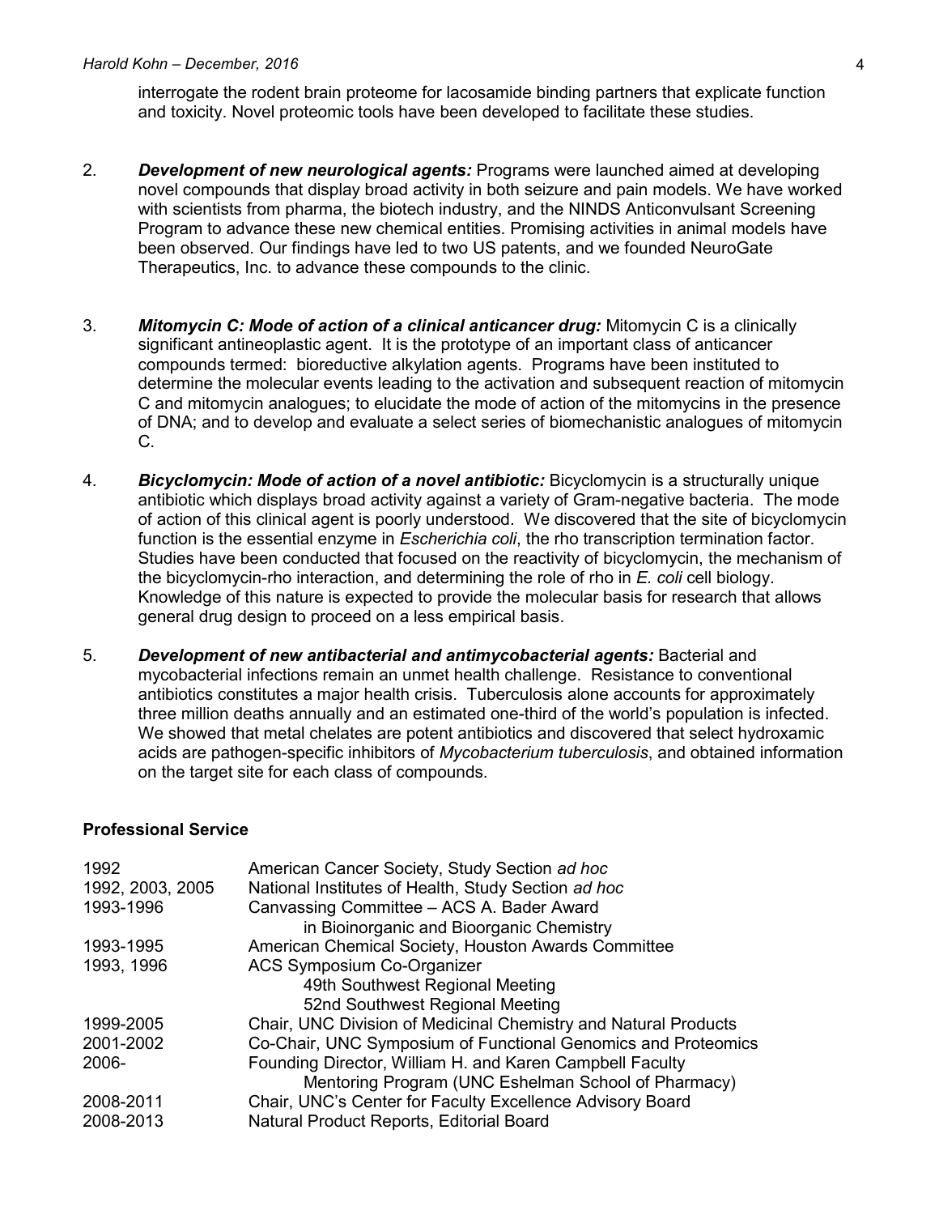interrogate the rodent brain proteome for lacosamide binding partners that explicate function and toxicity. Novel proteomic tools have been developed to facilitate these studies.

2. ***Development of new neurological agents:*** Programs were launched aimed at developing novel compounds that display broad activity in both seizure and pain models. We have worked with scientists from pharma, the biotech industry, and the NINDS Anticonvulsant Screening Program to advance these new chemical entities. Promising activities in animal models have been observed. Our findings have led to two US patents, and we founded NeuroGate Therapeutics, Inc. to advance these compounds to the clinic.

3. ***Mitomycin C: Mode of action of a clinical anticancer drug:*** Mitomycin C is a clinically significant antineoplastic agent. It is the prototype of an important class of anticancer compounds termed: bioreductive alkylation agents. Programs have been instituted to determine the molecular events leading to the activation and subsequent reaction of mitomycin C and mitomycin analogues; to elucidate the mode of action of the mitomycins in the presence of DNA; and to develop and evaluate a select series of biomechanistic analogues of mitomycin C.

4. ***Bicyclomycin: Mode of action of a novel antibiotic:*** Bicyclomycin is a structurally unique antibiotic which displays broad activity against a variety of Gram-negative bacteria. The mode of action of this clinical agent is poorly understood. We discovered that the site of bicyclomycin function is the essential enzyme in *Escherichia coli*, the rho transcription termination factor. Studies have been conducted that focused on the reactivity of bicyclomycin, the mechanism of the bicyclomycin-rho interaction, and determining the role of rho in *E. coli* cell biology. Knowledge of this nature is expected to provide the molecular basis for research that allows general drug design to proceed on a less empirical basis.

5. ***Development of new antibacterial and antimycobacterial agents:*** Bacterial and mycobacterial infections remain an unmet health challenge. Resistance to conventional antibiotics constitutes a major health crisis. Tuberculosis alone accounts for approximately three million deaths annually and an estimated one-third of the world's population is infected. We showed that metal chelates are potent antibiotics and discovered that select hydroxamic acids are pathogen-specific inhibitors of *Mycobacterium tuberculosis*, and obtained information on the target site for each class of compounds.

**Professional Service**

| | |
|---|---|
| 1992 | American Cancer Society, Study Section *ad hoc* |
| 1992, 2003, 2005 | National Institutes of Health, Study Section *ad hoc* |
| 1993-1996 | Canvassing Committee – ACS A. Bader Award in Bioinorganic and Bioorganic Chemistry |
| 1993-1995 | American Chemical Society, Houston Awards Committee |
| 1993, 1996 | ACS Symposium Co-Organizer 49th Southwest Regional Meeting 52nd Southwest Regional Meeting |
| 1999-2005 | Chair, UNC Division of Medicinal Chemistry and Natural Products |
| 2001-2002 | Co-Chair, UNC Symposium of Functional Genomics and Proteomics |
| 2006- | Founding Director, William H. and Karen Campbell Faculty Mentoring Program (UNC Eshelman School of Pharmacy) |
| 2008-2011 | Chair, UNC's Center for Faculty Excellence Advisory Board |
| 2008-2013 | Natural Product Reports, Editorial Board |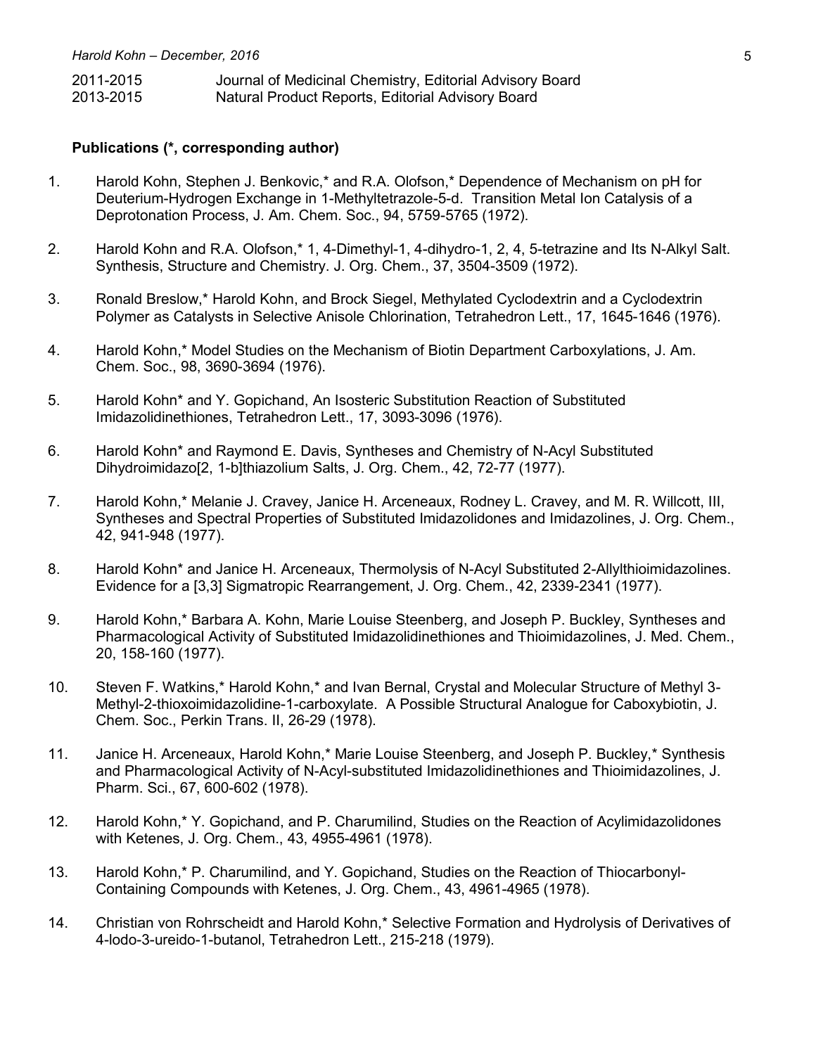2011-2015 Journal of Medicinal Chemistry, Editorial Advisory Board
2013-2015 Natural Product Reports, Editorial Advisory Board

**Publications (*, corresponding author)**

1. Harold Kohn, Stephen J. Benkovic,* and R.A. Olofson,* Dependence of Mechanism on pH for Deuterium-Hydrogen Exchange in 1-Methyltetrazole-5-d. Transition Metal Ion Catalysis of a Deprotonation Process, J. Am. Chem. Soc., 94, 5759-5765 (1972).

2. Harold Kohn and R.A. Olofson,* 1, 4-Dimethyl-1, 4-dihydro-1, 2, 4, 5-tetrazine and Its N-Alkyl Salt. Synthesis, Structure and Chemistry. J. Org. Chem., 37, 3504-3509 (1972).

3. Ronald Breslow,* Harold Kohn, and Brock Siegel, Methylated Cyclodextrin and a Cyclodextrin Polymer as Catalysts in Selective Anisole Chlorination, Tetrahedron Lett., 17, 1645-1646 (1976).

4. Harold Kohn,* Model Studies on the Mechanism of Biotin Department Carboxylations, J. Am. Chem. Soc., 98, 3690-3694 (1976).

5. Harold Kohn* and Y. Gopichand, An Isosteric Substitution Reaction of Substituted Imidazolidinethiones, Tetrahedron Lett., 17, 3093-3096 (1976).

6. Harold Kohn* and Raymond E. Davis, Syntheses and Chemistry of N-Acyl Substituted Dihydroimidazo[2, 1-b]thiazolium Salts, J. Org. Chem., 42, 72-77 (1977).

7. Harold Kohn,* Melanie J. Cravey, Janice H. Arceneaux, Rodney L. Cravey, and M. R. Willcott, III, Syntheses and Spectral Properties of Substituted Imidazolidones and Imidazolines, J. Org. Chem., 42, 941-948 (1977).

8. Harold Kohn* and Janice H. Arceneaux, Thermolysis of N-Acyl Substituted 2-Allylthioimidazolines. Evidence for a [3,3] Sigmatropic Rearrangement, J. Org. Chem., 42, 2339-2341 (1977).

9. Harold Kohn,* Barbara A. Kohn, Marie Louise Steenberg, and Joseph P. Buckley, Syntheses and Pharmacological Activity of Substituted Imidazolidinethiones and Thioimidazolines, J. Med. Chem., 20, 158-160 (1977).

10. Steven F. Watkins,* Harold Kohn,* and Ivan Bernal, Crystal and Molecular Structure of Methyl 3-Methyl-2-thioxoimidazolidine-1-carboxylate. A Possible Structural Analogue for Caboxybiotin, J. Chem. Soc., Perkin Trans. II, 26-29 (1978).

11. Janice H. Arceneaux, Harold Kohn,* Marie Louise Steenberg, and Joseph P. Buckley,* Synthesis and Pharmacological Activity of N-Acyl-substituted Imidazolidinethiones and Thioimidazolines, J. Pharm. Sci., 67, 600-602 (1978).

12. Harold Kohn,* Y. Gopichand, and P. Charumilind, Studies on the Reaction of Acylimidazolidones with Ketenes, J. Org. Chem., 43, 4955-4961 (1978).

13. Harold Kohn,* P. Charumilind, and Y. Gopichand, Studies on the Reaction of Thiocarbonyl-Containing Compounds with Ketenes, J. Org. Chem., 43, 4961-4965 (1978).

14. Christian von Rohrscheidt and Harold Kohn,* Selective Formation and Hydrolysis of Derivatives of 4-Iodo-3-ureido-1-butanol, Tetrahedron Lett., 215-218 (1979).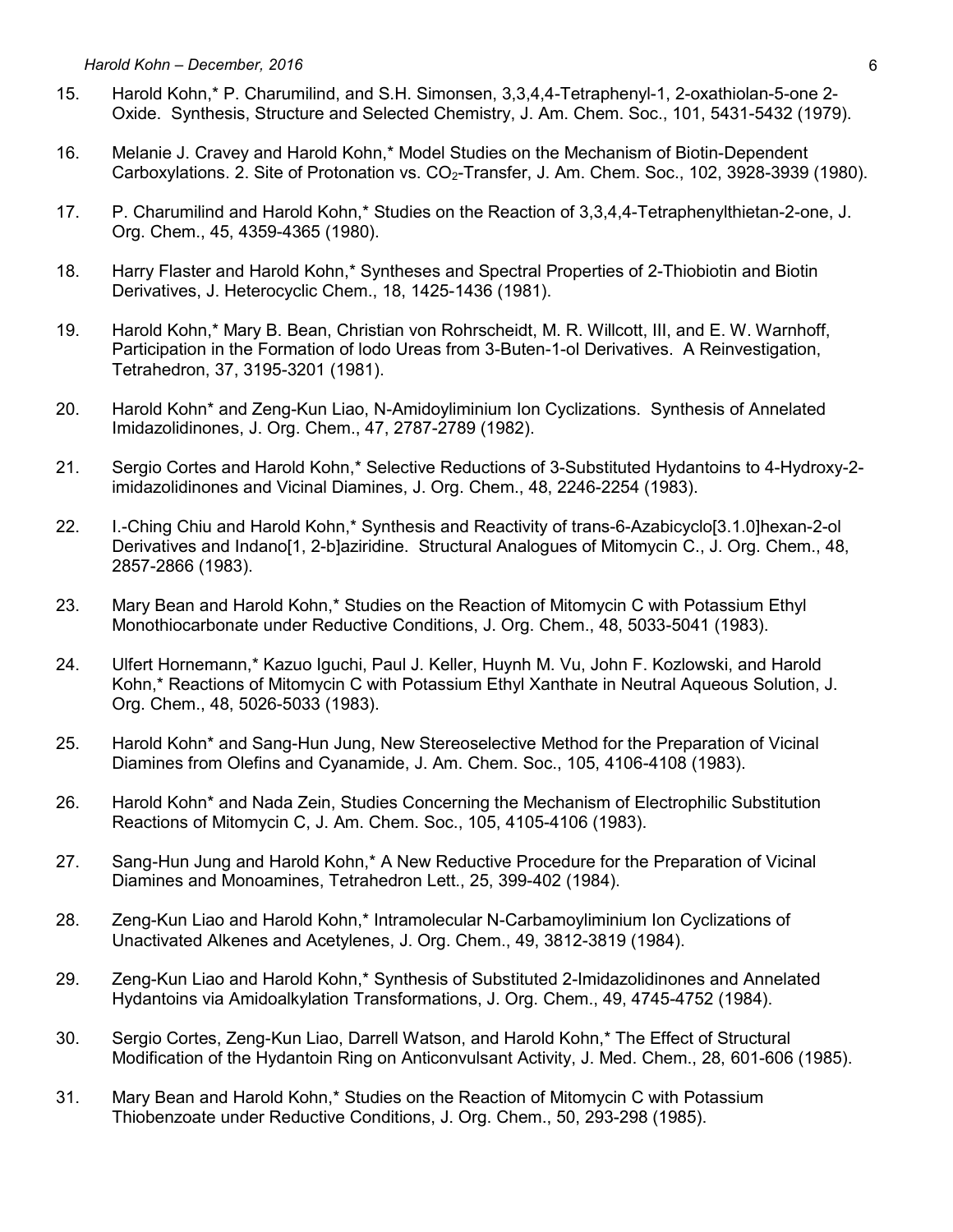15. Harold Kohn,* P. Charumilind, and S.H. Simonsen, 3,3,4,4-Tetraphenyl-1, 2-oxathiolan-5-one 2-Oxide. Synthesis, Structure and Selected Chemistry, J. Am. Chem. Soc., 101, 5431-5432 (1979).

16. Melanie J. Cravey and Harold Kohn,* Model Studies on the Mechanism of Biotin-Dependent Carboxylations. 2. Site of Protonation vs. $CO_2$-Transfer, J. Am. Chem. Soc., 102, 3928-3939 (1980).

17. P. Charumilind and Harold Kohn,* Studies on the Reaction of 3,3,4,4-Tetraphenylthietan-2-one, J. Org. Chem., 45, 4359-4365 (1980).

18. Harry Flaster and Harold Kohn,* Syntheses and Spectral Properties of 2-Thiobiotin and Biotin Derivatives, J. Heterocyclic Chem., 18, 1425-1436 (1981).

19. Harold Kohn,* Mary B. Bean, Christian von Rohrscheidt, M. R. Willcott, III, and E. W. Warnhoff, Participation in the Formation of Iodo Ureas from 3-Buten-1-ol Derivatives. A Reinvestigation, Tetrahedron, 37, 3195-3201 (1981).

20. Harold Kohn* and Zeng-Kun Liao, N-Amidoyliminium Ion Cyclizations. Synthesis of Annelated Imidazolidinones, J. Org. Chem., 47, 2787-2789 (1982).

21. Sergio Cortes and Harold Kohn,* Selective Reductions of 3-Substituted Hydantoins to 4-Hydroxy-2-imidazolidinones and Vicinal Diamines, J. Org. Chem., 48, 2246-2254 (1983).

22. I.-Ching Chiu and Harold Kohn,* Synthesis and Reactivity of trans-6-Azabicyclo[3.1.0]hexan-2-ol Derivatives and Indano[1, 2-b]aziridine. Structural Analogues of Mitomycin C., J. Org. Chem., 48, 2857-2866 (1983).

23. Mary Bean and Harold Kohn,* Studies on the Reaction of Mitomycin C with Potassium Ethyl Monothiocarbonate under Reductive Conditions, J. Org. Chem., 48, 5033-5041 (1983).

24. Ulfert Hornemann,* Kazuo Iguchi, Paul J. Keller, Huynh M. Vu, John F. Kozlowski, and Harold Kohn,* Reactions of Mitomycin C with Potassium Ethyl Xanthate in Neutral Aqueous Solution, J. Org. Chem., 48, 5026-5033 (1983).

25. Harold Kohn* and Sang-Hun Jung, New Stereoselective Method for the Preparation of Vicinal Diamines from Olefins and Cyanamide, J. Am. Chem. Soc., 105, 4106-4108 (1983).

26. Harold Kohn* and Nada Zein, Studies Concerning the Mechanism of Electrophilic Substitution Reactions of Mitomycin C, J. Am. Chem. Soc., 105, 4105-4106 (1983).

27. Sang-Hun Jung and Harold Kohn,* A New Reductive Procedure for the Preparation of Vicinal Diamines and Monoamines, Tetrahedron Lett., 25, 399-402 (1984).

28. Zeng-Kun Liao and Harold Kohn,* Intramolecular N-Carbamoyliminium Ion Cyclizations of Unactivated Alkenes and Acetylenes, J. Org. Chem., 49, 3812-3819 (1984).

29. Zeng-Kun Liao and Harold Kohn,* Synthesis of Substituted 2-Imidazolidinones and Annelated Hydantoins via Amidoalkylation Transformations, J. Org. Chem., 49, 4745-4752 (1984).

30. Sergio Cortes, Zeng-Kun Liao, Darrell Watson, and Harold Kohn,* The Effect of Structural Modification of the Hydantoin Ring on Anticonvulsant Activity, J. Med. Chem., 28, 601-606 (1985).

31. Mary Bean and Harold Kohn,* Studies on the Reaction of Mitomycin C with Potassium Thiobenzoate under Reductive Conditions, J. Org. Chem., 50, 293-298 (1985).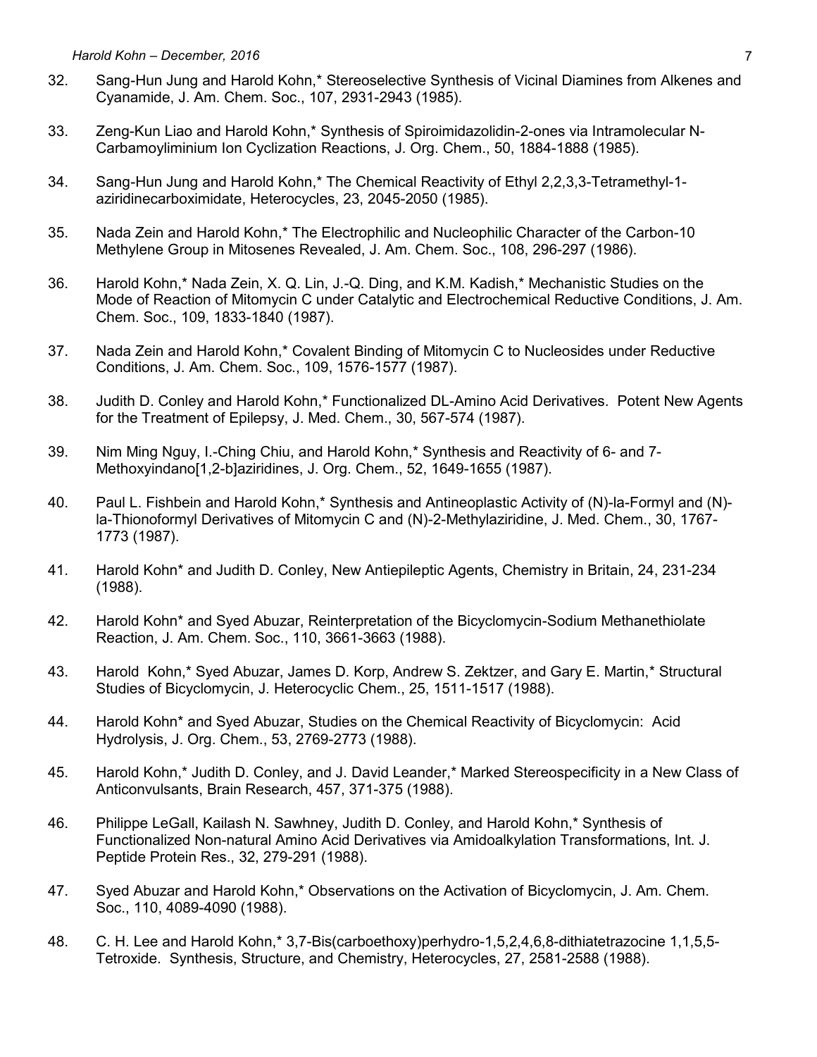32. Sang-Hun Jung and Harold Kohn,* Stereoselective Synthesis of Vicinal Diamines from Alkenes and Cyanamide, J. Am. Chem. Soc., 107, 2931-2943 (1985).

33. Zeng-Kun Liao and Harold Kohn,* Synthesis of Spiroimidazolidin-2-ones via Intramolecular N-Carbamoyliminium Ion Cyclization Reactions, J. Org. Chem., 50, 1884-1888 (1985).

34. Sang-Hun Jung and Harold Kohn,* The Chemical Reactivity of Ethyl 2,2,3,3-Tetramethyl-1-aziridinecarboximidate, Heterocycles, 23, 2045-2050 (1985).

35. Nada Zein and Harold Kohn,* The Electrophilic and Nucleophilic Character of the Carbon-10 Methylene Group in Mitosenes Revealed, J. Am. Chem. Soc., 108, 296-297 (1986).

36. Harold Kohn,* Nada Zein, X. Q. Lin, J.-Q. Ding, and K.M. Kadish,* Mechanistic Studies on the Mode of Reaction of Mitomycin C under Catalytic and Electrochemical Reductive Conditions, J. Am. Chem. Soc., 109, 1833-1840 (1987).

37. Nada Zein and Harold Kohn,* Covalent Binding of Mitomycin C to Nucleosides under Reductive Conditions, J. Am. Chem. Soc., 109, 1576-1577 (1987).

38. Judith D. Conley and Harold Kohn,* Functionalized DL-Amino Acid Derivatives. Potent New Agents for the Treatment of Epilepsy, J. Med. Chem., 30, 567-574 (1987).

39. Nim Ming Nguy, I.-Ching Chiu, and Harold Kohn,* Synthesis and Reactivity of 6- and 7-Methoxyindano[1,2-b]aziridines, J. Org. Chem., 52, 1649-1655 (1987).

40. Paul L. Fishbein and Harold Kohn,* Synthesis and Antineoplastic Activity of (N)-la-Formyl and (N)-la-Thionoformyl Derivatives of Mitomycin C and (N)-2-Methylaziridine, J. Med. Chem., 30, 1767-1773 (1987).

41. Harold Kohn* and Judith D. Conley, New Antiepileptic Agents, Chemistry in Britain, 24, 231-234 (1988).

42. Harold Kohn* and Syed Abuzar, Reinterpretation of the Bicyclomycin-Sodium Methanethiolate Reaction, J. Am. Chem. Soc., 110, 3661-3663 (1988).

43. Harold Kohn,* Syed Abuzar, James D. Korp, Andrew S. Zektzer, and Gary E. Martin,* Structural Studies of Bicyclomycin, J. Heterocyclic Chem., 25, 1511-1517 (1988).

44. Harold Kohn* and Syed Abuzar, Studies on the Chemical Reactivity of Bicyclomycin: Acid Hydrolysis, J. Org. Chem., 53, 2769-2773 (1988).

45. Harold Kohn,* Judith D. Conley, and J. David Leander,* Marked Stereospecificity in a New Class of Anticonvulsants, Brain Research, 457, 371-375 (1988).

46. Philippe LeGall, Kailash N. Sawhney, Judith D. Conley, and Harold Kohn,* Synthesis of Functionalized Non-natural Amino Acid Derivatives via Amidoalkylation Transformations, Int. J. Peptide Protein Res., 32, 279-291 (1988).

47. Syed Abuzar and Harold Kohn,* Observations on the Activation of Bicyclomycin, J. Am. Chem. Soc., 110, 4089-4090 (1988).

48. C. H. Lee and Harold Kohn,* 3,7-Bis(carboethoxy)perhydro-1,5,2,4,6,8-dithiatetrazocine 1,1,5,5-Tetroxide. Synthesis, Structure, and Chemistry, Heterocycles, 27, 2581-2588 (1988).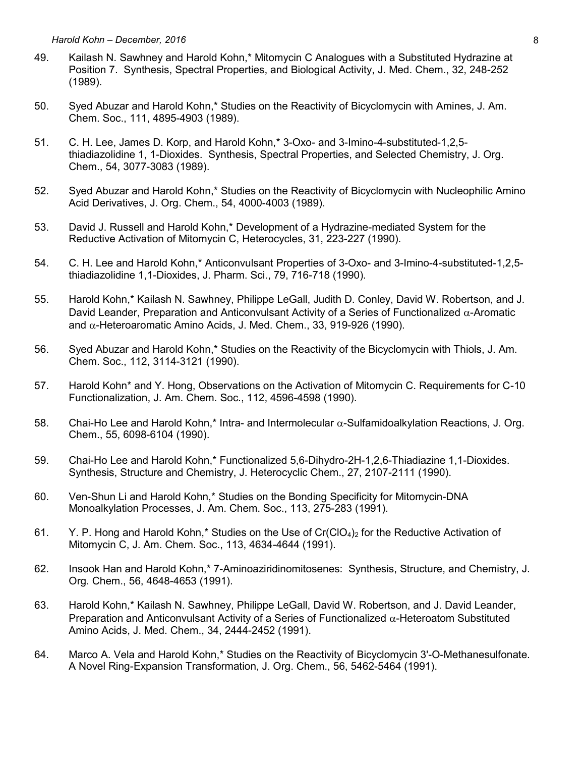49. Kailash N. Sawhney and Harold Kohn,* Mitomycin C Analogues with a Substituted Hydrazine at Position 7. Synthesis, Spectral Properties, and Biological Activity, J. Med. Chem., 32, 248-252 (1989).

50. Syed Abuzar and Harold Kohn,* Studies on the Reactivity of Bicyclomycin with Amines, J. Am. Chem. Soc., 111, 4895-4903 (1989).

51. C. H. Lee, James D. Korp, and Harold Kohn,* 3-Oxo- and 3-Imino-4-substituted-1,2,5-thiadiazolidine 1, 1-Dioxides. Synthesis, Spectral Properties, and Selected Chemistry, J. Org. Chem., 54, 3077-3083 (1989).

52. Syed Abuzar and Harold Kohn,* Studies on the Reactivity of Bicyclomycin with Nucleophilic Amino Acid Derivatives, J. Org. Chem., 54, 4000-4003 (1989).

53. David J. Russell and Harold Kohn,* Development of a Hydrazine-mediated System for the Reductive Activation of Mitomycin C, Heterocycles, 31, 223-227 (1990).

54. C. H. Lee and Harold Kohn,* Anticonvulsant Properties of 3-Oxo- and 3-Imino-4-substituted-1,2,5-thiadiazolidine 1,1-Dioxides, J. Pharm. Sci., 79, 716-718 (1990).

55. Harold Kohn,* Kailash N. Sawhney, Philippe LeGall, Judith D. Conley, David W. Robertson, and J. David Leander, Preparation and Anticonvulsant Activity of a Series of Functionalized $\alpha$-Aromatic and $\alpha$-Heteroaromatic Amino Acids, J. Med. Chem., 33, 919-926 (1990).

56. Syed Abuzar and Harold Kohn,* Studies on the Reactivity of the Bicyclomycin with Thiols, J. Am. Chem. Soc., 112, 3114-3121 (1990).

57. Harold Kohn* and Y. Hong, Observations on the Activation of Mitomycin C. Requirements for C-10 Functionalization, J. Am. Chem. Soc., 112, 4596-4598 (1990).

58. Chai-Ho Lee and Harold Kohn,* Intra- and Intermolecular $\alpha$-Sulfamidoalkylation Reactions, J. Org. Chem., 55, 6098-6104 (1990).

59. Chai-Ho Lee and Harold Kohn,* Functionalized 5,6-Dihydro-2H-1,2,6-Thiadiazine 1,1-Dioxides. Synthesis, Structure and Chemistry, J. Heterocyclic Chem., 27, 2107-2111 (1990).

60. Ven-Shun Li and Harold Kohn,* Studies on the Bonding Specificity for Mitomycin-DNA Monoalkylation Processes, J. Am. Chem. Soc., 113, 275-283 (1991).

61. Y. P. Hong and Harold Kohn,* Studies on the Use of $Cr(ClO_4)_2$ for the Reductive Activation of Mitomycin C, J. Am. Chem. Soc., 113, 4634-4644 (1991).

62. Insook Han and Harold Kohn,* 7-Aminoaziridinomitosenes: Synthesis, Structure, and Chemistry, J. Org. Chem., 56, 4648-4653 (1991).

63. Harold Kohn,* Kailash N. Sawhney, Philippe LeGall, David W. Robertson, and J. David Leander, Preparation and Anticonvulsant Activity of a Series of Functionalized $\alpha$-Heteroatom Substituted Amino Acids, J. Med. Chem., 34, 2444-2452 (1991).

64. Marco A. Vela and Harold Kohn,* Studies on the Reactivity of Bicyclomycin 3'-O-Methanesulfonate. A Novel Ring-Expansion Transformation, J. Org. Chem., 56, 5462-5464 (1991).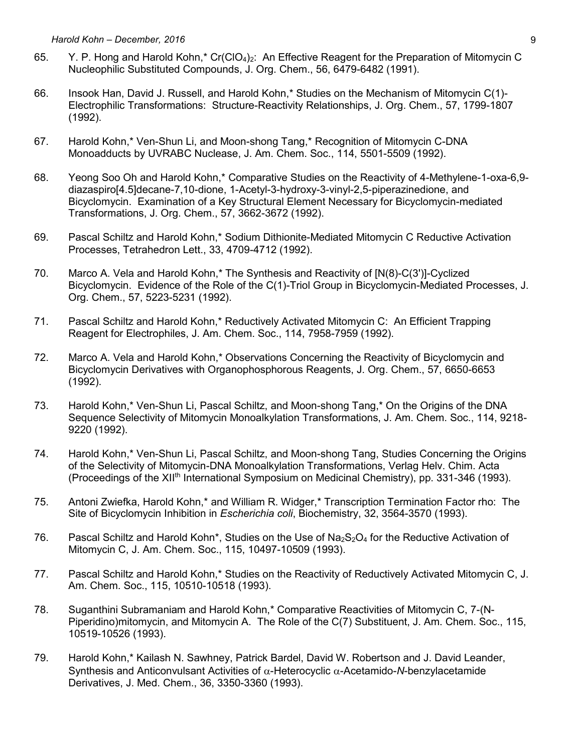65. Y. P. Hong and Harold Kohn,* $Cr(ClO_4)_2$: An Effective Reagent for the Preparation of Mitomycin C Nucleophilic Substituted Compounds, J. Org. Chem., 56, 6479-6482 (1991).

66. Insook Han, David J. Russell, and Harold Kohn,* Studies on the Mechanism of Mitomycin C(1)-Electrophilic Transformations: Structure-Reactivity Relationships, J. Org. Chem., 57, 1799-1807 (1992).

67. Harold Kohn,* Ven-Shun Li, and Moon-shong Tang,* Recognition of Mitomycin C-DNA Monoadducts by UVRABC Nuclease, J. Am. Chem. Soc., 114, 5501-5509 (1992).

68. Yeong Soo Oh and Harold Kohn,* Comparative Studies on the Reactivity of 4-Methylene-1-oxa-6,9-diazaspiro[4.5]decane-7,10-dione, 1-Acetyl-3-hydroxy-3-vinyl-2,5-piperazinedione, and Bicyclomycin. Examination of a Key Structural Element Necessary for Bicyclomycin-mediated Transformations, J. Org. Chem., 57, 3662-3672 (1992).

69. Pascal Schiltz and Harold Kohn,* Sodium Dithionite-Mediated Mitomycin C Reductive Activation Processes, Tetrahedron Lett., 33, 4709-4712 (1992).

70. Marco A. Vela and Harold Kohn,* The Synthesis and Reactivity of [N(8)-C(3')]-Cyclized Bicyclomycin. Evidence of the Role of the C(1)-Triol Group in Bicyclomycin-Mediated Processes, J. Org. Chem., 57, 5223-5231 (1992).

71. Pascal Schiltz and Harold Kohn,* Reductively Activated Mitomycin C: An Efficient Trapping Reagent for Electrophiles, J. Am. Chem. Soc., 114, 7958-7959 (1992).

72. Marco A. Vela and Harold Kohn,* Observations Concerning the Reactivity of Bicyclomycin and Bicyclomycin Derivatives with Organophosphorous Reagents, J. Org. Chem., 57, 6650-6653 (1992).

73. Harold Kohn,* Ven-Shun Li, Pascal Schiltz, and Moon-shong Tang,* On the Origins of the DNA Sequence Selectivity of Mitomycin Monoalkylation Transformations, J. Am. Chem. Soc., 114, 9218-9220 (1992).

74. Harold Kohn,* Ven-Shun Li, Pascal Schiltz, and Moon-shong Tang, Studies Concerning the Origins of the Selectivity of Mitomycin-DNA Monoalkylation Transformations, Verlag Helv. Chim. Acta (Proceedings of the XII$^{th}$ International Symposium on Medicinal Chemistry), pp. 331-346 (1993).

75. Antoni Zwiefka, Harold Kohn,* and William R. Widger,* Transcription Termination Factor rho: The Site of Bicyclomycin Inhibition in *Escherichia coli*, Biochemistry, 32, 3564-3570 (1993).

76. Pascal Schiltz and Harold Kohn*, Studies on the Use of $Na_2S_2O_4$ for the Reductive Activation of Mitomycin C, J. Am. Chem. Soc., 115, 10497-10509 (1993).

77. Pascal Schiltz and Harold Kohn,* Studies on the Reactivity of Reductively Activated Mitomycin C, J. Am. Chem. Soc., 115, 10510-10518 (1993).

78. Suganthini Subramaniam and Harold Kohn,* Comparative Reactivities of Mitomycin C, 7-(N-Piperidino)mitomycin, and Mitomycin A. The Role of the C(7) Substituent, J. Am. Chem. Soc., 115, 10519-10526 (1993).

79. Harold Kohn,* Kailash N. Sawhney, Patrick Bardel, David W. Robertson and J. David Leander, Synthesis and Anticonvulsant Activities of $\alpha$-Heterocyclic $\alpha$-Acetamido-*N*-benzylacetamide Derivatives, J. Med. Chem., 36, 3350-3360 (1993).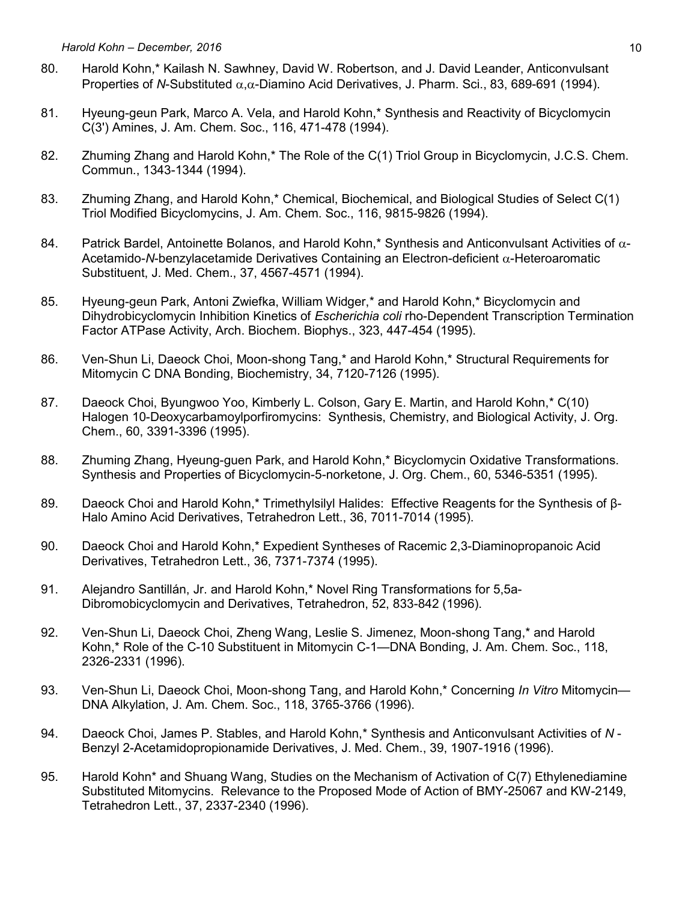80. Harold Kohn,* Kailash N. Sawhney, David W. Robertson, and J. David Leander, Anticonvulsant Properties of *N*-Substituted $\alpha,\alpha$-Diamino Acid Derivatives, J. Pharm. Sci., 83, 689-691 (1994).

81. Hyeung-geun Park, Marco A. Vela, and Harold Kohn,* Synthesis and Reactivity of Bicyclomycin C(3') Amines, J. Am. Chem. Soc., 116, 471-478 (1994).

82. Zhuming Zhang and Harold Kohn,* The Role of the C(1) Triol Group in Bicyclomycin, J.C.S. Chem. Commun., 1343-1344 (1994).

83. Zhuming Zhang, and Harold Kohn,* Chemical, Biochemical, and Biological Studies of Select C(1) Triol Modified Bicyclomycins, J. Am. Chem. Soc., 116, 9815-9826 (1994).

84. Patrick Bardel, Antoinette Bolanos, and Harold Kohn,* Synthesis and Anticonvulsant Activities of $\alpha$-Acetamido-*N*-benzylacetamide Derivatives Containing an Electron-deficient $\alpha$-Heteroaromatic Substituent, J. Med. Chem., 37, 4567-4571 (1994).

85. Hyeung-geun Park, Antoni Zwiefka, William Widger,* and Harold Kohn,* Bicyclomycin and Dihydrobicyclomycin Inhibition Kinetics of *Escherichia coli* rho-Dependent Transcription Termination Factor ATPase Activity, Arch. Biochem. Biophys., 323, 447-454 (1995).

86. Ven-Shun Li, Daeock Choi, Moon-shong Tang,* and Harold Kohn,* Structural Requirements for Mitomycin C DNA Bonding, Biochemistry, 34, 7120-7126 (1995).

87. Daeock Choi, Byungwoo Yoo, Kimberly L. Colson, Gary E. Martin, and Harold Kohn,* C(10) Halogen 10-Deoxycarbamoylporfiromycins: Synthesis, Chemistry, and Biological Activity, J. Org. Chem., 60, 3391-3396 (1995).

88. Zhuming Zhang, Hyeung-guen Park, and Harold Kohn,* Bicyclomycin Oxidative Transformations. Synthesis and Properties of Bicyclomycin-5-norketone, J. Org. Chem., 60, 5346-5351 (1995).

89. Daeock Choi and Harold Kohn,* Trimethylsilyl Halides: Effective Reagents for the Synthesis of β-Halo Amino Acid Derivatives, Tetrahedron Lett., 36, 7011-7014 (1995).

90. Daeock Choi and Harold Kohn,* Expedient Syntheses of Racemic 2,3-Diaminopropanoic Acid Derivatives, Tetrahedron Lett., 36, 7371-7374 (1995).

91. Alejandro Santillán, Jr. and Harold Kohn,* Novel Ring Transformations for 5,5a-Dibromobicyclomycin and Derivatives, Tetrahedron, 52, 833-842 (1996).

92. Ven-Shun Li, Daeock Choi, Zheng Wang, Leslie S. Jimenez, Moon-shong Tang,* and Harold Kohn,* Role of the C-10 Substituent in Mitomycin C-1—DNA Bonding, J. Am. Chem. Soc., 118, 2326-2331 (1996).

93. Ven-Shun Li, Daeock Choi, Moon-shong Tang, and Harold Kohn,* Concerning *In Vitro* Mitomycin—DNA Alkylation, J. Am. Chem. Soc., 118, 3765-3766 (1996).

94. Daeock Choi, James P. Stables, and Harold Kohn,* Synthesis and Anticonvulsant Activities of *N*-Benzyl 2-Acetamidopropionamide Derivatives, J. Med. Chem., 39, 1907-1916 (1996).

95. Harold Kohn* and Shuang Wang, Studies on the Mechanism of Activation of C(7) Ethylenediamine Substituted Mitomycins. Relevance to the Proposed Mode of Action of BMY-25067 and KW-2149, Tetrahedron Lett., 37, 2337-2340 (1996).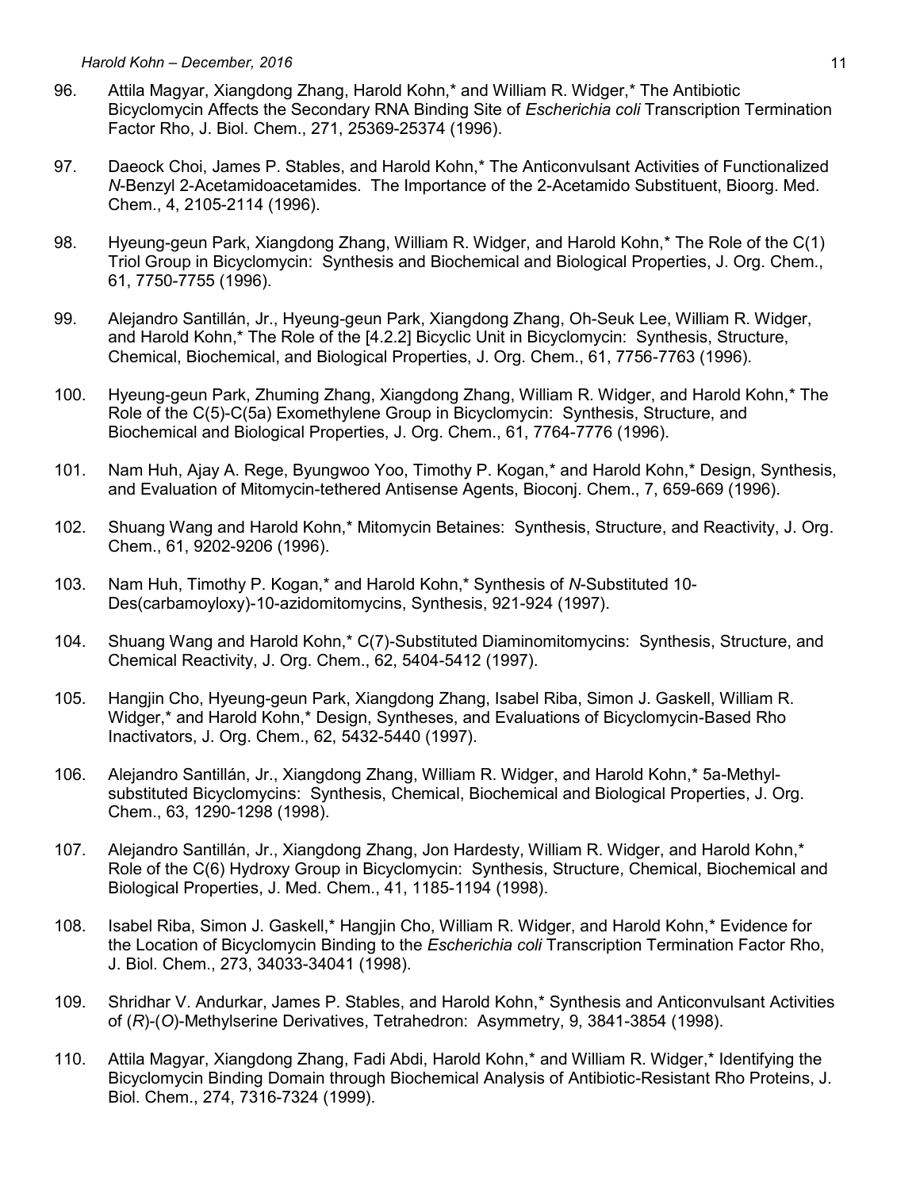96. Attila Magyar, Xiangdong Zhang, Harold Kohn,* and William R. Widger,* The Antibiotic Bicyclomycin Affects the Secondary RNA Binding Site of *Escherichia coli* Transcription Termination Factor Rho, J. Biol. Chem., 271, 25369-25374 (1996).

97. Daeock Choi, James P. Stables, and Harold Kohn,* The Anticonvulsant Activities of Functionalized *N*-Benzyl 2-Acetamidoacetamides. The Importance of the 2-Acetamido Substituent, Bioorg. Med. Chem., 4, 2105-2114 (1996).

98. Hyeung-geun Park, Xiangdong Zhang, William R. Widger, and Harold Kohn,* The Role of the C(1) Triol Group in Bicyclomycin: Synthesis and Biochemical and Biological Properties, J. Org. Chem., 61, 7750-7755 (1996).

99. Alejandro Santillán, Jr., Hyeung-geun Park, Xiangdong Zhang, Oh-Seuk Lee, William R. Widger, and Harold Kohn,* The Role of the [4.2.2] Bicyclic Unit in Bicyclomycin: Synthesis, Structure, Chemical, Biochemical, and Biological Properties, J. Org. Chem., 61, 7756-7763 (1996).

100. Hyeung-geun Park, Zhuming Zhang, Xiangdong Zhang, William R. Widger, and Harold Kohn,* The Role of the C(5)-C(5a) Exomethylene Group in Bicyclomycin: Synthesis, Structure, and Biochemical and Biological Properties, J. Org. Chem., 61, 7764-7776 (1996).

101. Nam Huh, Ajay A. Rege, Byungwoo Yoo, Timothy P. Kogan,* and Harold Kohn,* Design, Synthesis, and Evaluation of Mitomycin-tethered Antisense Agents, Bioconj. Chem., 7, 659-669 (1996).

102. Shuang Wang and Harold Kohn,* Mitomycin Betaines: Synthesis, Structure, and Reactivity, J. Org. Chem., 61, 9202-9206 (1996).

103. Nam Huh, Timothy P. Kogan,* and Harold Kohn,* Synthesis of *N*-Substituted 10-Des(carbamoyloxy)-10-azidomitomycins, Synthesis, 921-924 (1997).

104. Shuang Wang and Harold Kohn,* C(7)-Substituted Diaminomitomycins: Synthesis, Structure, and Chemical Reactivity, J. Org. Chem., 62, 5404-5412 (1997).

105. Hangjin Cho, Hyeung-geun Park, Xiangdong Zhang, Isabel Riba, Simon J. Gaskell, William R. Widger,* and Harold Kohn,* Design, Syntheses, and Evaluations of Bicyclomycin-Based Rho Inactivators, J. Org. Chem., 62, 5432-5440 (1997).

106. Alejandro Santillán, Jr., Xiangdong Zhang, William R. Widger, and Harold Kohn,* 5a-Methyl-substituted Bicyclomycins: Synthesis, Chemical, Biochemical and Biological Properties, J. Org. Chem., 63, 1290-1298 (1998).

107. Alejandro Santillán, Jr., Xiangdong Zhang, Jon Hardesty, William R. Widger, and Harold Kohn,* Role of the C(6) Hydroxy Group in Bicyclomycin: Synthesis, Structure, Chemical, Biochemical and Biological Properties, J. Med. Chem., 41, 1185-1194 (1998).

108. Isabel Riba, Simon J. Gaskell,* Hangjin Cho, William R. Widger, and Harold Kohn,* Evidence for the Location of Bicyclomycin Binding to the *Escherichia coli* Transcription Termination Factor Rho, J. Biol. Chem., 273, 34033-34041 (1998).

109. Shridhar V. Andurkar, James P. Stables, and Harold Kohn,* Synthesis and Anticonvulsant Activities of (*R*)-(*O*)-Methylserine Derivatives, Tetrahedron: Asymmetry, 9, 3841-3854 (1998).

110. Attila Magyar, Xiangdong Zhang, Fadi Abdi, Harold Kohn,* and William R. Widger,* Identifying the Bicyclomycin Binding Domain through Biochemical Analysis of Antibiotic-Resistant Rho Proteins, J. Biol. Chem., 274, 7316-7324 (1999).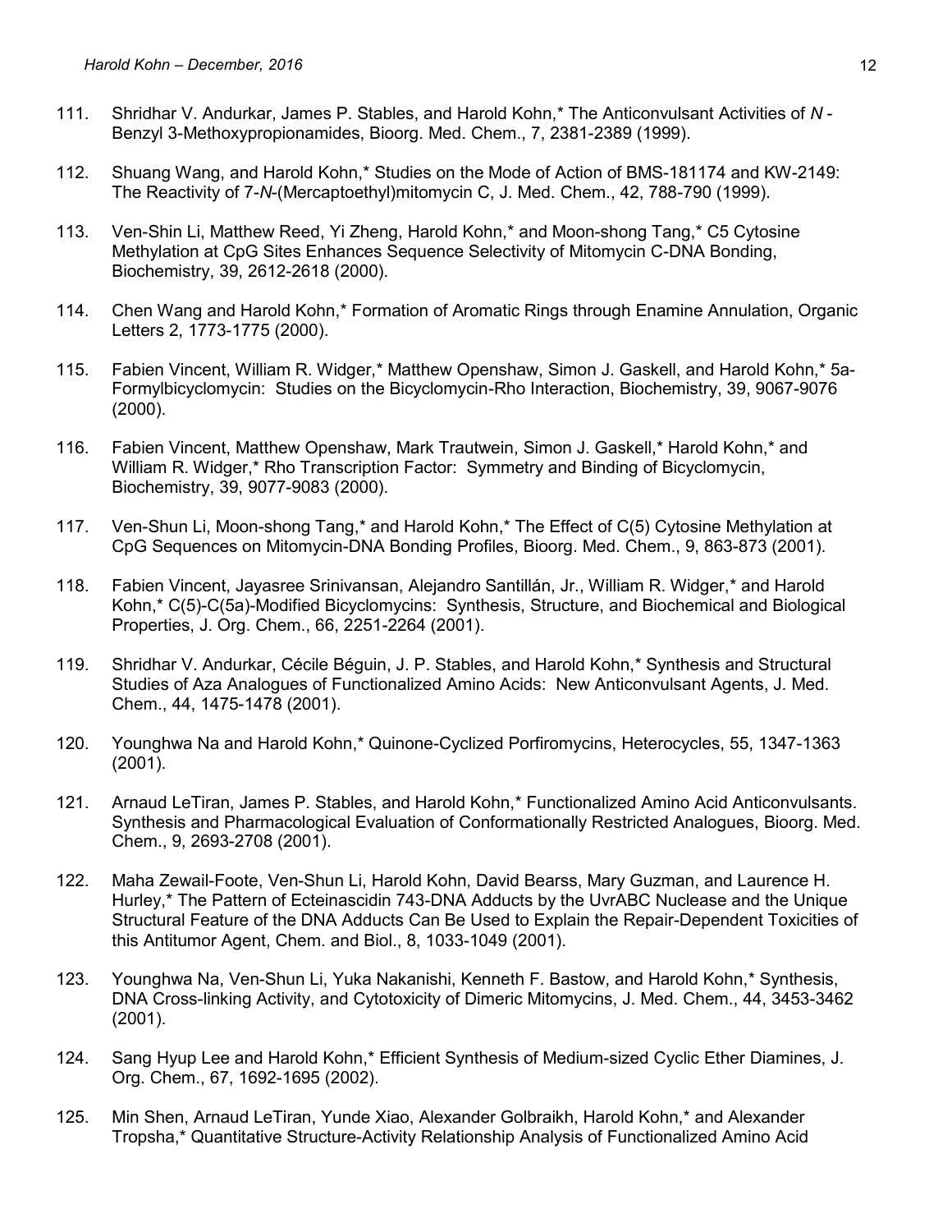111. Shridhar V. Andurkar, James P. Stables, and Harold Kohn,* The Anticonvulsant Activities of *N*-Benzyl 3-Methoxypropionamides, Bioorg. Med. Chem., 7, 2381-2389 (1999).

112. Shuang Wang, and Harold Kohn,* Studies on the Mode of Action of BMS-181174 and KW-2149: The Reactivity of 7-*N*-(Mercaptoethyl)mitomycin C, J. Med. Chem., 42, 788-790 (1999).

113. Ven-Shin Li, Matthew Reed, Yi Zheng, Harold Kohn,* and Moon-shong Tang,* C5 Cytosine Methylation at CpG Sites Enhances Sequence Selectivity of Mitomycin C-DNA Bonding, Biochemistry, 39, 2612-2618 (2000).

114. Chen Wang and Harold Kohn,* Formation of Aromatic Rings through Enamine Annulation, Organic Letters 2, 1773-1775 (2000).

115. Fabien Vincent, William R. Widger,* Matthew Openshaw, Simon J. Gaskell, and Harold Kohn,* 5a-Formylbicyclomycin: Studies on the Bicyclomycin-Rho Interaction, Biochemistry, 39, 9067-9076 (2000).

116. Fabien Vincent, Matthew Openshaw, Mark Trautwein, Simon J. Gaskell,* Harold Kohn,* and William R. Widger,* Rho Transcription Factor: Symmetry and Binding of Bicyclomycin, Biochemistry, 39, 9077-9083 (2000).

117. Ven-Shun Li, Moon-shong Tang,* and Harold Kohn,* The Effect of C(5) Cytosine Methylation at CpG Sequences on Mitomycin-DNA Bonding Profiles, Bioorg. Med. Chem., 9, 863-873 (2001).

118. Fabien Vincent, Jayasree Srinivansan, Alejandro Santillán, Jr., William R. Widger,* and Harold Kohn,* C(5)-C(5a)-Modified Bicyclomycins: Synthesis, Structure, and Biochemical and Biological Properties, J. Org. Chem., 66, 2251-2264 (2001).

119. Shridhar V. Andurkar, Cécile Béguin, J. P. Stables, and Harold Kohn,* Synthesis and Structural Studies of Aza Analogues of Functionalized Amino Acids: New Anticonvulsant Agents, J. Med. Chem., 44, 1475-1478 (2001).

120. Younghwa Na and Harold Kohn,* Quinone-Cyclized Porfiromycins, Heterocycles, 55, 1347-1363 (2001).

121. Arnaud LeTiran, James P. Stables, and Harold Kohn,* Functionalized Amino Acid Anticonvulsants. Synthesis and Pharmacological Evaluation of Conformationally Restricted Analogues, Bioorg. Med. Chem., 9, 2693-2708 (2001).

122. Maha Zewail-Foote, Ven-Shun Li, Harold Kohn, David Bearss, Mary Guzman, and Laurence H. Hurley,* The Pattern of Ecteinascidin 743-DNA Adducts by the UvrABC Nuclease and the Unique Structural Feature of the DNA Adducts Can Be Used to Explain the Repair-Dependent Toxicities of this Antitumor Agent, Chem. and Biol., 8, 1033-1049 (2001).

123. Younghwa Na, Ven-Shun Li, Yuka Nakanishi, Kenneth F. Bastow, and Harold Kohn,* Synthesis, DNA Cross-linking Activity, and Cytotoxicity of Dimeric Mitomycins, J. Med. Chem., 44, 3453-3462 (2001).

124. Sang Hyup Lee and Harold Kohn,* Efficient Synthesis of Medium-sized Cyclic Ether Diamines, J. Org. Chem., 67, 1692-1695 (2002).

125. Min Shen, Arnaud LeTiran, Yunde Xiao, Alexander Golbraikh, Harold Kohn,* and Alexander Tropsha,* Quantitative Structure-Activity Relationship Analysis of Functionalized Amino Acid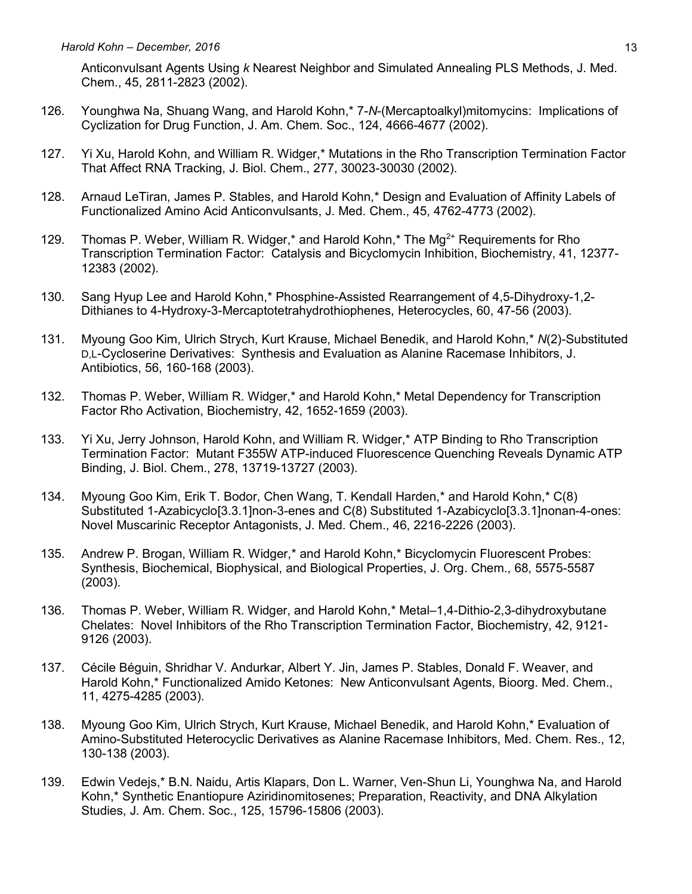Anticonvulsant Agents Using *k* Nearest Neighbor and Simulated Annealing PLS Methods, J. Med. Chem., 45, 2811-2823 (2002).

126. Younghwa Na, Shuang Wang, and Harold Kohn,* 7-*N*-(Mercaptoalkyl)mitomycins: Implications of Cyclization for Drug Function, J. Am. Chem. Soc., 124, 4666-4677 (2002).

127. Yi Xu, Harold Kohn, and William R. Widger,* Mutations in the Rho Transcription Termination Factor That Affect RNA Tracking, J. Biol. Chem., 277, 30023-30030 (2002).

128. Arnaud LeTiran, James P. Stables, and Harold Kohn,* Design and Evaluation of Affinity Labels of Functionalized Amino Acid Anticonvulsants, J. Med. Chem., 45, 4762-4773 (2002).

129. Thomas P. Weber, William R. Widger,* and Harold Kohn,* The $Mg^{2+}$ Requirements for Rho Transcription Termination Factor: Catalysis and Bicyclomycin Inhibition, Biochemistry, 41, 12377-12383 (2002).

130. Sang Hyup Lee and Harold Kohn,* Phosphine-Assisted Rearrangement of 4,5-Dihydroxy-1,2-Dithianes to 4-Hydroxy-3-Mercaptotetrahydrothiophenes, Heterocycles, 60, 47-56 (2003).

131. Myoung Goo Kim, Ulrich Strych, Kurt Krause, Michael Benedik, and Harold Kohn,* *N*(2)-Substituted D,L-Cycloserine Derivatives: Synthesis and Evaluation as Alanine Racemase Inhibitors, J. Antibiotics, 56, 160-168 (2003).

132. Thomas P. Weber, William R. Widger,* and Harold Kohn,* Metal Dependency for Transcription Factor Rho Activation, Biochemistry, 42, 1652-1659 (2003).

133. Yi Xu, Jerry Johnson, Harold Kohn, and William R. Widger,* ATP Binding to Rho Transcription Termination Factor: Mutant F355W ATP-induced Fluorescence Quenching Reveals Dynamic ATP Binding, J. Biol. Chem., 278, 13719-13727 (2003).

134. Myoung Goo Kim, Erik T. Bodor, Chen Wang, T. Kendall Harden,* and Harold Kohn,* C(8) Substituted 1-Azabicyclo[3.3.1]non-3-enes and C(8) Substituted 1-Azabicyclo[3.3.1]nonan-4-ones: Novel Muscarinic Receptor Antagonists, J. Med. Chem., 46, 2216-2226 (2003).

135. Andrew P. Brogan, William R. Widger,* and Harold Kohn,* Bicyclomycin Fluorescent Probes: Synthesis, Biochemical, Biophysical, and Biological Properties, J. Org. Chem., 68, 5575-5587 (2003).

136. Thomas P. Weber, William R. Widger, and Harold Kohn,* Metal–1,4-Dithio-2,3-dihydroxybutane Chelates: Novel Inhibitors of the Rho Transcription Termination Factor, Biochemistry, 42, 9121-9126 (2003).

137. Cécile Béguin, Shridhar V. Andurkar, Albert Y. Jin, James P. Stables, Donald F. Weaver, and Harold Kohn,* Functionalized Amido Ketones: New Anticonvulsant Agents, Bioorg. Med. Chem., 11, 4275-4285 (2003).

138. Myoung Goo Kim, Ulrich Strych, Kurt Krause, Michael Benedik, and Harold Kohn,* Evaluation of Amino-Substituted Heterocyclic Derivatives as Alanine Racemase Inhibitors, Med. Chem. Res., 12, 130-138 (2003).

139. Edwin Vedejs,* B.N. Naidu, Artis Klapars, Don L. Warner, Ven-Shun Li, Younghwa Na, and Harold Kohn,* Synthetic Enantiopure Aziridinomitosenes; Preparation, Reactivity, and DNA Alkylation Studies, J. Am. Chem. Soc., 125, 15796-15806 (2003).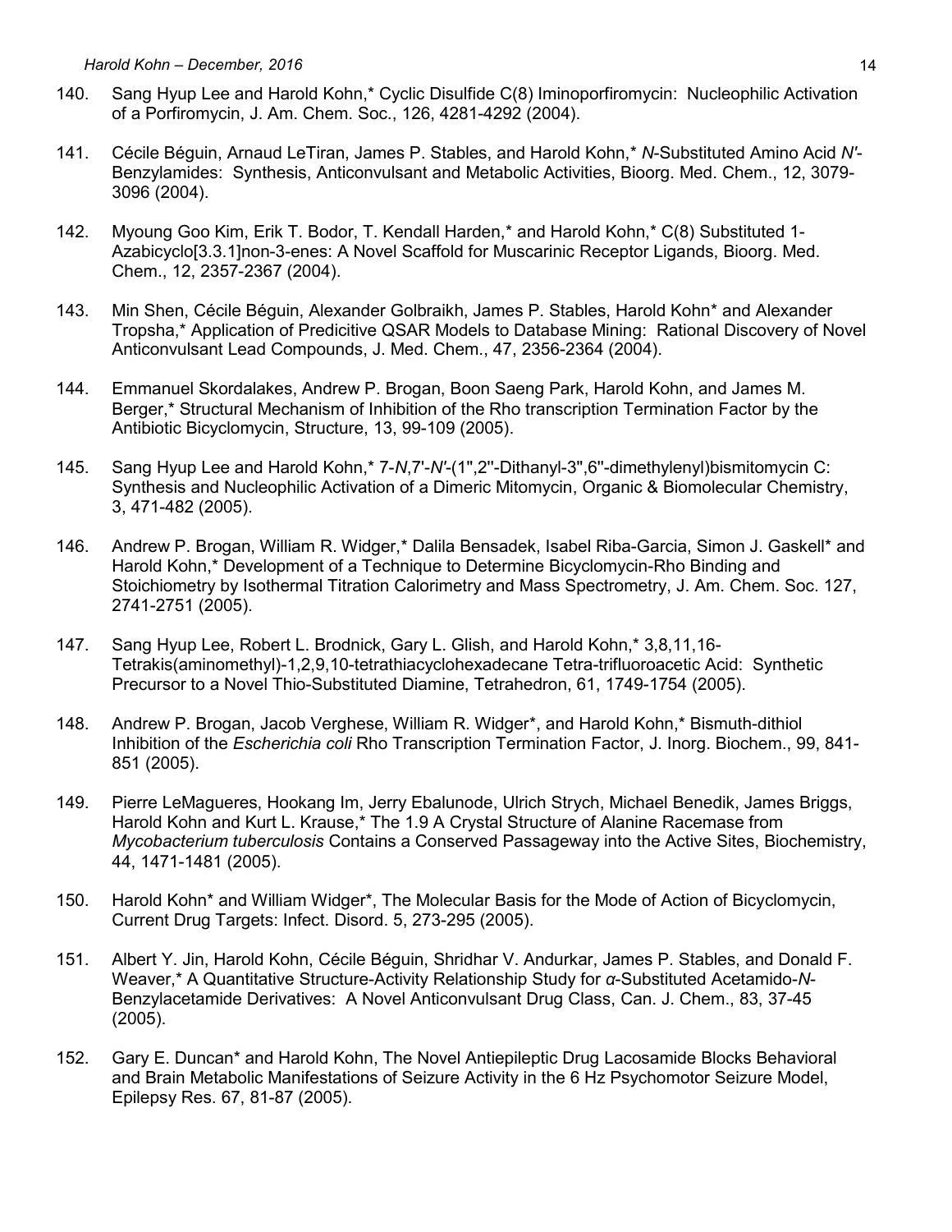140. Sang Hyup Lee and Harold Kohn,* Cyclic Disulfide C(8) Iminoporfiromycin: Nucleophilic Activation of a Porfiromycin, J. Am. Chem. Soc., 126, 4281-4292 (2004).

141. Cécile Béguin, Arnaud LeTiran, James P. Stables, and Harold Kohn,* *N*-Substituted Amino Acid *N′*-Benzylamides: Synthesis, Anticonvulsant and Metabolic Activities, Bioorg. Med. Chem., 12, 3079-3096 (2004).

142. Myoung Goo Kim, Erik T. Bodor, T. Kendall Harden,* and Harold Kohn,* C(8) Substituted 1-Azabicyclo[3.3.1]non-3-enes: A Novel Scaffold for Muscarinic Receptor Ligands, Bioorg. Med. Chem., 12, 2357-2367 (2004).

143. Min Shen, Cécile Béguin, Alexander Golbraikh, James P. Stables, Harold Kohn* and Alexander Tropsha,* Application of Predicitive QSAR Models to Database Mining: Rational Discovery of Novel Anticonvulsant Lead Compounds, J. Med. Chem., 47, 2356-2364 (2004).

144. Emmanuel Skordalakes, Andrew P. Brogan, Boon Saeng Park, Harold Kohn, and James M. Berger,* Structural Mechanism of Inhibition of the Rho transcription Termination Factor by the Antibiotic Bicyclomycin, Structure, 13, 99-109 (2005).

145. Sang Hyup Lee and Harold Kohn,* 7-*N*,7'-*N′*-(1'',2''-Dithanyl-3'',6''-dimethylenyl)bismitomycin C: Synthesis and Nucleophilic Activation of a Dimeric Mitomycin, Organic & Biomolecular Chemistry, 3, 471-482 (2005).

146. Andrew P. Brogan, William R. Widger,* Dalila Bensadek, Isabel Riba-Garcia, Simon J. Gaskell* and Harold Kohn,* Development of a Technique to Determine Bicyclomycin-Rho Binding and Stoichiometry by Isothermal Titration Calorimetry and Mass Spectrometry, J. Am. Chem. Soc. 127, 2741-2751 (2005).

147. Sang Hyup Lee, Robert L. Brodnick, Gary L. Glish, and Harold Kohn,* 3,8,11,16-Tetrakis(aminomethyl)-1,2,9,10-tetrathiacyclohexadecane Tetra-trifluoroacetic Acid: Synthetic Precursor to a Novel Thio-Substituted Diamine, Tetrahedron, 61, 1749-1754 (2005).

148. Andrew P. Brogan, Jacob Verghese, William R. Widger*, and Harold Kohn,* Bismuth-dithiol Inhibition of the *Escherichia coli* Rho Transcription Termination Factor, J. Inorg. Biochem., 99, 841-851 (2005).

149. Pierre LeMagueres, Hookang Im, Jerry Ebalunode, Ulrich Strych, Michael Benedik, James Briggs, Harold Kohn and Kurt L. Krause,* The 1.9 A Crystal Structure of Alanine Racemase from *Mycobacterium tuberculosis* Contains a Conserved Passageway into the Active Sites, Biochemistry, 44, 1471-1481 (2005).

150. Harold Kohn* and William Widger*, The Molecular Basis for the Mode of Action of Bicyclomycin, Current Drug Targets: Infect. Disord. 5, 273-295 (2005).

151. Albert Y. Jin, Harold Kohn, Cécile Béguin, Shridhar V. Andurkar, James P. Stables, and Donald F. Weaver,* A Quantitative Structure-Activity Relationship Study for *α*-Substituted Acetamido-*N*-Benzylacetamide Derivatives: A Novel Anticonvulsant Drug Class, Can. J. Chem., 83, 37-45 (2005).

152. Gary E. Duncan* and Harold Kohn, The Novel Antiepileptic Drug Lacosamide Blocks Behavioral and Brain Metabolic Manifestations of Seizure Activity in the 6 Hz Psychomotor Seizure Model, Epilepsy Res. 67, 81-87 (2005).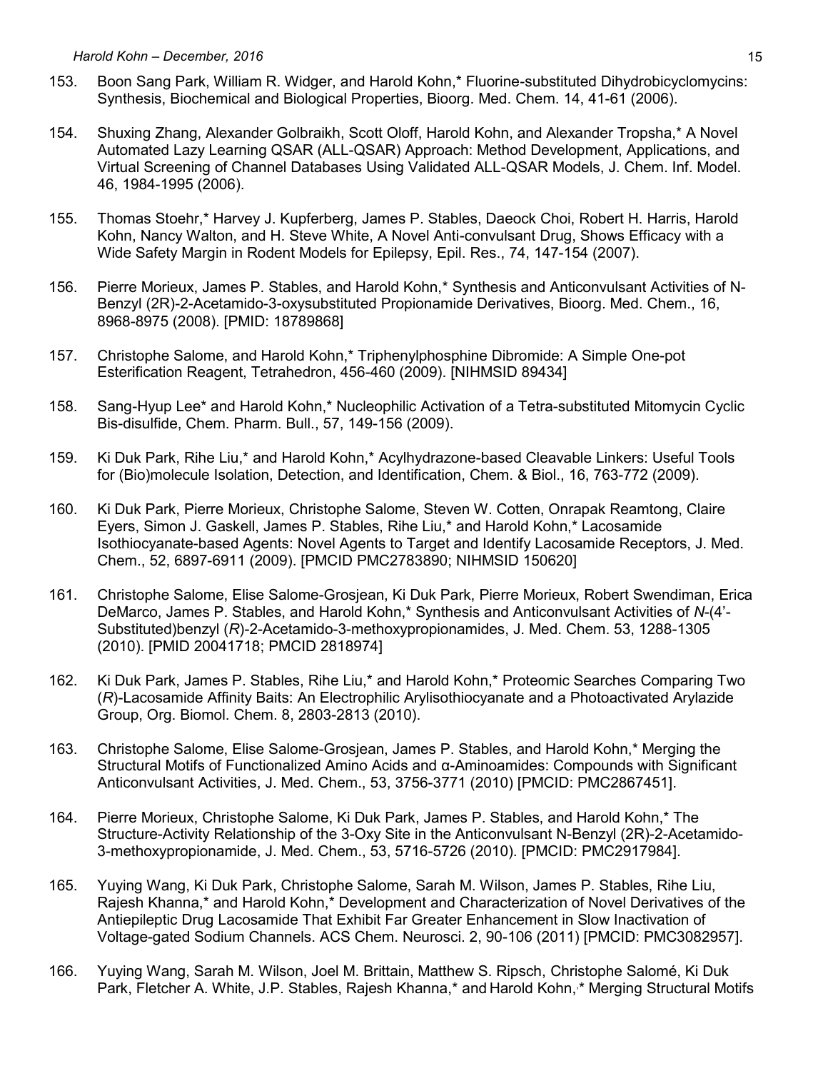153. Boon Sang Park, William R. Widger, and Harold Kohn,* Fluorine-substituted Dihydrobicyclomycins: Synthesis, Biochemical and Biological Properties, Bioorg. Med. Chem. 14, 41-61 (2006).

154. Shuxing Zhang, Alexander Golbraikh, Scott Oloff, Harold Kohn, and Alexander Tropsha,* A Novel Automated Lazy Learning QSAR (ALL-QSAR) Approach: Method Development, Applications, and Virtual Screening of Channel Databases Using Validated ALL-QSAR Models, J. Chem. Inf. Model. 46, 1984-1995 (2006).

155. Thomas Stoehr,* Harvey J. Kupferberg, James P. Stables, Daeock Choi, Robert H. Harris, Harold Kohn, Nancy Walton, and H. Steve White, A Novel Anti-convulsant Drug, Shows Efficacy with a Wide Safety Margin in Rodent Models for Epilepsy, Epil. Res., 74, 147-154 (2007).

156. Pierre Morieux, James P. Stables, and Harold Kohn,* Synthesis and Anticonvulsant Activities of N-Benzyl (2R)-2-Acetamido-3-oxysubstituted Propionamide Derivatives, Bioorg. Med. Chem., 16, 8968-8975 (2008). [PMID: 18789868]

157. Christophe Salome, and Harold Kohn,* Triphenylphosphine Dibromide: A Simple One-pot Esterification Reagent, Tetrahedron, 456-460 (2009). [NIHMSID 89434]

158. Sang-Hyup Lee* and Harold Kohn,* Nucleophilic Activation of a Tetra-substituted Mitomycin Cyclic Bis-disulfide, Chem. Pharm. Bull., 57, 149-156 (2009).

159. Ki Duk Park, Rihe Liu,* and Harold Kohn,* Acylhydrazone-based Cleavable Linkers: Useful Tools for (Bio)molecule Isolation, Detection, and Identification, Chem. & Biol., 16, 763-772 (2009).

160. Ki Duk Park, Pierre Morieux, Christophe Salome, Steven W. Cotten, Onrapak Reamtong, Claire Eyers, Simon J. Gaskell, James P. Stables, Rihe Liu,* and Harold Kohn,* Lacosamide Isothiocyanate-based Agents: Novel Agents to Target and Identify Lacosamide Receptors, J. Med. Chem., 52, 6897-6911 (2009). [PMCID PMC2783890; NIHMSID 150620]

161. Christophe Salome, Elise Salome-Grosjean, Ki Duk Park, Pierre Morieux, Robert Swendiman, Erica DeMarco, James P. Stables, and Harold Kohn,* Synthesis and Anticonvulsant Activities of *N*-(4'-Substituted)benzyl (*R*)-2-Acetamido-3-methoxypropionamides, J. Med. Chem. 53, 1288-1305 (2010). [PMID 20041718; PMCID 2818974]

162. Ki Duk Park, James P. Stables, Rihe Liu,* and Harold Kohn,* Proteomic Searches Comparing Two (*R*)-Lacosamide Affinity Baits: An Electrophilic Arylisothiocyanate and a Photoactivated Arylazide Group, Org. Biomol. Chem. 8, 2803-2813 (2010).

163. Christophe Salome, Elise Salome-Grosjean, James P. Stables, and Harold Kohn,* Merging the Structural Motifs of Functionalized Amino Acids and α-Aminoamides: Compounds with Significant Anticonvulsant Activities, J. Med. Chem., 53, 3756-3771 (2010) [PMCID: PMC2867451].

164. Pierre Morieux, Christophe Salome, Ki Duk Park, James P. Stables, and Harold Kohn,* The Structure-Activity Relationship of the 3-Oxy Site in the Anticonvulsant N-Benzyl (2R)-2-Acetamido-3-methoxypropionamide, J. Med. Chem., 53, 5716-5726 (2010). [PMCID: PMC2917984].

165. Yuying Wang, Ki Duk Park, Christophe Salome, Sarah M. Wilson, James P. Stables, Rihe Liu, Rajesh Khanna,* and Harold Kohn,* Development and Characterization of Novel Derivatives of the Antiepileptic Drug Lacosamide That Exhibit Far Greater Enhancement in Slow Inactivation of Voltage-gated Sodium Channels. ACS Chem. Neurosci. 2, 90-106 (2011) [PMCID: PMC3082957].

166. Yuying Wang, Sarah M. Wilson, Joel M. Brittain, Matthew S. Ripsch, Christophe Salomé, Ki Duk Park, Fletcher A. White, J.P. Stables, Rajesh Khanna,* and Harold Kohn,* Merging Structural Motifs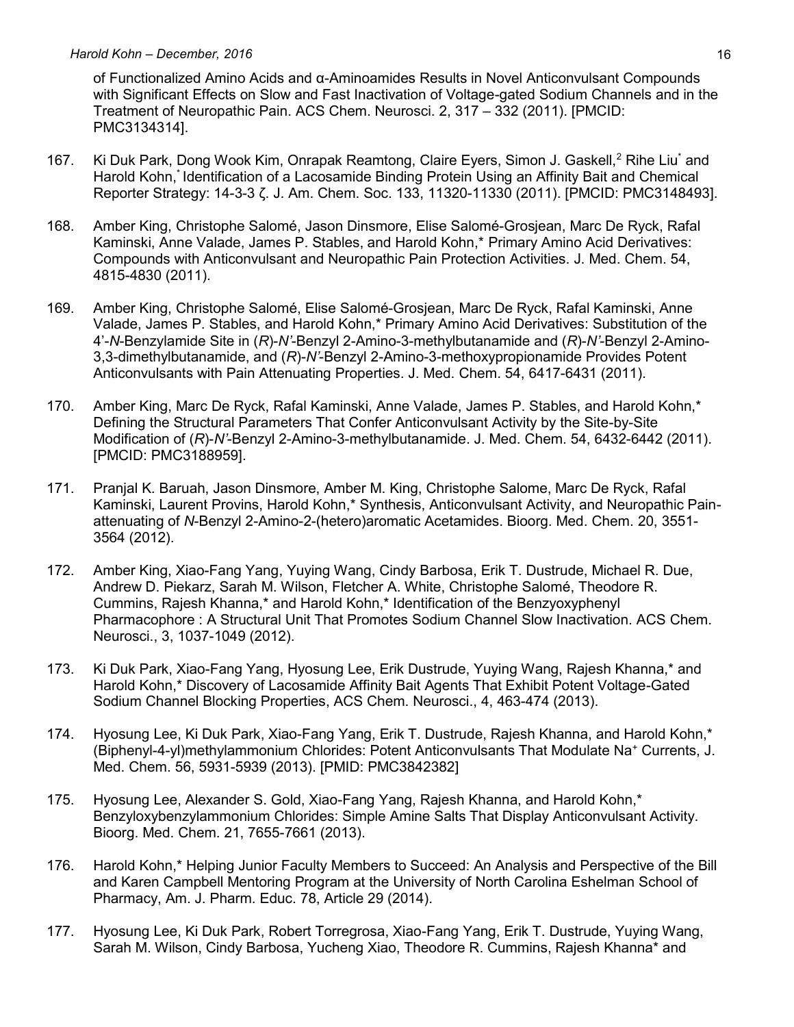of Functionalized Amino Acids and α-Aminoamides Results in Novel Anticonvulsant Compounds with Significant Effects on Slow and Fast Inactivation of Voltage-gated Sodium Channels and in the Treatment of Neuropathic Pain. ACS Chem. Neurosci. 2, 317 – 332 (2011). [PMCID: PMC3134314].

167. Ki Duk Park, Dong Wook Kim, Onrapak Reamtong, Claire Eyers, Simon J. Gaskell,[2] Rihe Liu* and Harold Kohn,* Identification of a Lacosamide Binding Protein Using an Affinity Bait and Chemical Reporter Strategy: 14-3-3 ζ. J. Am. Chem. Soc. 133, 11320-11330 (2011). [PMCID: PMC3148493].

168. Amber King, Christophe Salomé, Jason Dinsmore, Elise Salomé-Grosjean, Marc De Ryck, Rafal Kaminski, Anne Valade, James P. Stables, and Harold Kohn,* Primary Amino Acid Derivatives: Compounds with Anticonvulsant and Neuropathic Pain Protection Activities. J. Med. Chem. 54, 4815-4830 (2011).

169. Amber King, Christophe Salomé, Elise Salomé-Grosjean, Marc De Ryck, Rafal Kaminski, Anne Valade, James P. Stables, and Harold Kohn,* Primary Amino Acid Derivatives: Substitution of the 4'-*N*-Benzylamide Site in (*R*)-*N'*-Benzyl 2-Amino-3-methylbutanamide and (*R*)-*N'*-Benzyl 2-Amino-3,3-dimethylbutanamide, and (*R*)-*N'*-Benzyl 2-Amino-3-methoxypropionamide Provides Potent Anticonvulsants with Pain Attenuating Properties. J. Med. Chem. 54, 6417-6431 (2011).

170. Amber King, Marc De Ryck, Rafal Kaminski, Anne Valade, James P. Stables, and Harold Kohn,* Defining the Structural Parameters That Confer Anticonvulsant Activity by the Site-by-Site Modification of (*R*)-*N'*-Benzyl 2-Amino-3-methylbutanamide. J. Med. Chem. 54, 6432-6442 (2011). [PMCID: PMC3188959].

171. Pranjal K. Baruah, Jason Dinsmore, Amber M. King, Christophe Salome, Marc De Ryck, Rafal Kaminski, Laurent Provins, Harold Kohn,* Synthesis, Anticonvulsant Activity, and Neuropathic Pain-attenuating of *N*-Benzyl 2-Amino-2-(hetero)aromatic Acetamides. Bioorg. Med. Chem. 20, 3551-3564 (2012).

172. Amber King, Xiao-Fang Yang, Yuying Wang, Cindy Barbosa, Erik T. Dustrude, Michael R. Due, Andrew D. Piekarz, Sarah M. Wilson, Fletcher A. White, Christophe Salomé, Theodore R. Cummins, Rajesh Khanna,* and Harold Kohn,* Identification of the Benzyoxyphenyl Pharmacophore : A Structural Unit That Promotes Sodium Channel Slow Inactivation. ACS Chem. Neurosci., 3, 1037-1049 (2012).

173. Ki Duk Park, Xiao-Fang Yang, Hyosung Lee, Erik Dustrude, Yuying Wang, Rajesh Khanna,* and Harold Kohn,* Discovery of Lacosamide Affinity Bait Agents That Exhibit Potent Voltage-Gated Sodium Channel Blocking Properties, ACS Chem. Neurosci., 4, 463-474 (2013).

174. Hyosung Lee, Ki Duk Park, Xiao-Fang Yang, Erik T. Dustrude, Rajesh Khanna, and Harold Kohn,* (Biphenyl-4-yl)methylammonium Chlorides: Potent Anticonvulsants That Modulate $Na^+$ Currents, J. Med. Chem. 56, 5931-5939 (2013). [PMID: PMC3842382]

175. Hyosung Lee, Alexander S. Gold, Xiao-Fang Yang, Rajesh Khanna, and Harold Kohn,* Benzyloxybenzylammonium Chlorides: Simple Amine Salts That Display Anticonvulsant Activity. Bioorg. Med. Chem. 21, 7655-7661 (2013).

176. Harold Kohn,* Helping Junior Faculty Members to Succeed: An Analysis and Perspective of the Bill and Karen Campbell Mentoring Program at the University of North Carolina Eshelman School of Pharmacy, Am. J. Pharm. Educ. 78, Article 29 (2014).

177. Hyosung Lee, Ki Duk Park, Robert Torregrosa, Xiao-Fang Yang, Erik T. Dustrude, Yuying Wang, Sarah M. Wilson, Cindy Barbosa, Yucheng Xiao, Theodore R. Cummins, Rajesh Khanna* and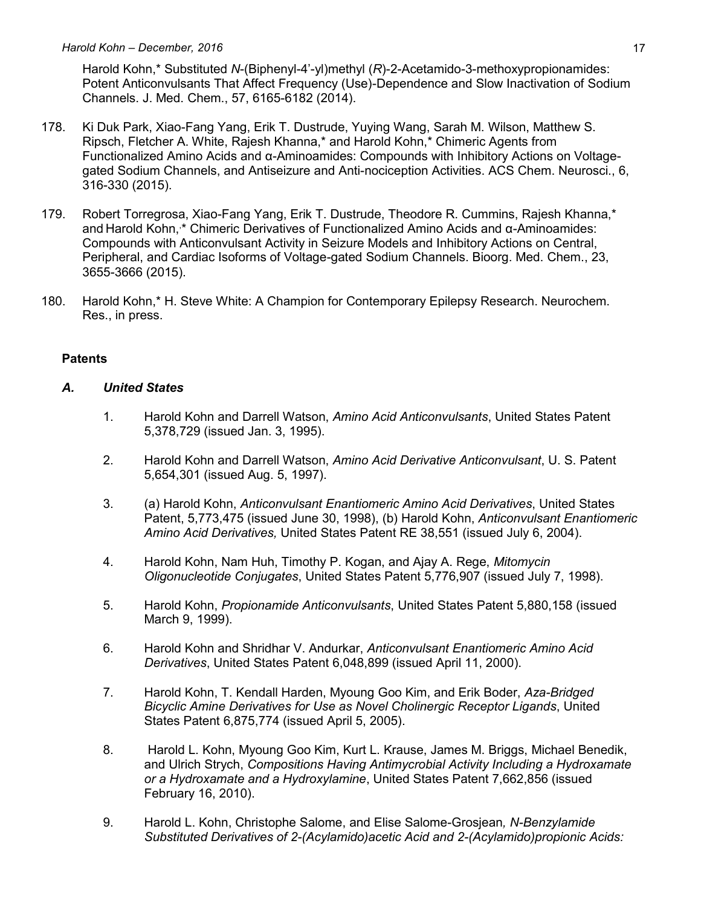Harold Kohn,* Substituted *N*-(Biphenyl-4'-yl)methyl (*R*)-2-Acetamido-3-methoxypropionamides: Potent Anticonvulsants That Affect Frequency (Use)-Dependence and Slow Inactivation of Sodium Channels. J. Med. Chem., 57, 6165-6182 (2014).

178. Ki Duk Park, Xiao-Fang Yang, Erik T. Dustrude, Yuying Wang, Sarah M. Wilson, Matthew S. Ripsch, Fletcher A. White, Rajesh Khanna,* and Harold Kohn,* Chimeric Agents from Functionalized Amino Acids and α-Aminoamides: Compounds with Inhibitory Actions on Voltage-gated Sodium Channels, and Antiseizure and Anti-nociception Activities. ACS Chem. Neurosci., 6, 316-330 (2015).

179. Robert Torregrosa, Xiao-Fang Yang, Erik T. Dustrude, Theodore R. Cummins, Rajesh Khanna,* and Harold Kohn,* Chimeric Derivatives of Functionalized Amino Acids and α-Aminoamides: Compounds with Anticonvulsant Activity in Seizure Models and Inhibitory Actions on Central, Peripheral, and Cardiac Isoforms of Voltage-gated Sodium Channels. Bioorg. Med. Chem., 23, 3655-3666 (2015).

180. Harold Kohn,* H. Steve White: A Champion for Contemporary Epilepsy Research. Neurochem. Res., in press.

**Patents**

***A. United States***

1. Harold Kohn and Darrell Watson, *Amino Acid Anticonvulsants*, United States Patent 5,378,729 (issued Jan. 3, 1995).

2. Harold Kohn and Darrell Watson, *Amino Acid Derivative Anticonvulsant*, U. S. Patent 5,654,301 (issued Aug. 5, 1997).

3. (a) Harold Kohn, *Anticonvulsant Enantiomeric Amino Acid Derivatives*, United States Patent, 5,773,475 (issued June 30, 1998), (b) Harold Kohn, *Anticonvulsant Enantiomeric Amino Acid Derivatives,* United States Patent RE 38,551 (issued July 6, 2004).

4. Harold Kohn, Nam Huh, Timothy P. Kogan, and Ajay A. Rege, *Mitomycin Oligonucleotide Conjugates*, United States Patent 5,776,907 (issued July 7, 1998).

5. Harold Kohn, *Propionamide Anticonvulsants*, United States Patent 5,880,158 (issued March 9, 1999).

6. Harold Kohn and Shridhar V. Andurkar, *Anticonvulsant Enantiomeric Amino Acid Derivatives*, United States Patent 6,048,899 (issued April 11, 2000).

7. Harold Kohn, T. Kendall Harden, Myoung Goo Kim, and Erik Boder, *Aza-Bridged Bicyclic Amine Derivatives for Use as Novel Cholinergic Receptor Ligands*, United States Patent 6,875,774 (issued April 5, 2005).

8. Harold L. Kohn, Myoung Goo Kim, Kurt L. Krause, James M. Briggs, Michael Benedik, and Ulrich Strych, *Compositions Having Antimycrobial Activity Including a Hydroxamate or a Hydroxamate and a Hydroxylamine*, United States Patent 7,662,856 (issued February 16, 2010).

9. Harold L. Kohn, Christophe Salome, and Elise Salome-Grosjean*, N-Benzylamide Substituted Derivatives of 2-(Acylamido)acetic Acid and 2-(Acylamido)propionic Acids:*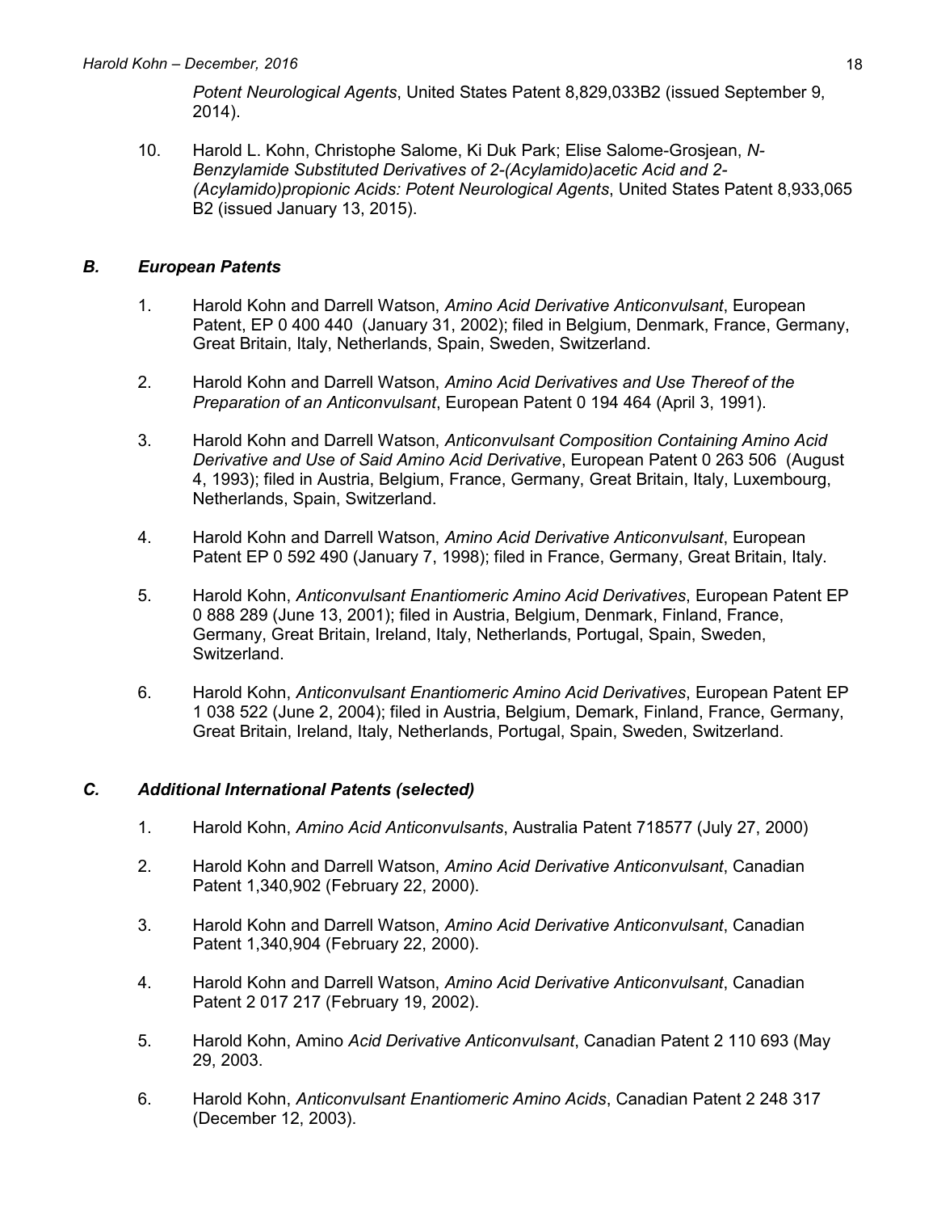*Potent Neurological Agents*, United States Patent 8,829,033B2 (issued September 9, 2014).

10. Harold L. Kohn, Christophe Salome, Ki Duk Park; Elise Salome-Grosjean, *N-Benzylamide Substituted Derivatives of 2-(Acylamido)acetic Acid and 2-(Acylamido)propionic Acids: Potent Neurological Agents*, United States Patent 8,933,065 B2 (issued January 13, 2015).

### *B. European Patents*

1. Harold Kohn and Darrell Watson, *Amino Acid Derivative Anticonvulsant*, European Patent, EP 0 400 440 (January 31, 2002); filed in Belgium, Denmark, France, Germany, Great Britain, Italy, Netherlands, Spain, Sweden, Switzerland.

2. Harold Kohn and Darrell Watson, *Amino Acid Derivatives and Use Thereof of the Preparation of an Anticonvulsant*, European Patent 0 194 464 (April 3, 1991).

3. Harold Kohn and Darrell Watson, *Anticonvulsant Composition Containing Amino Acid Derivative and Use of Said Amino Acid Derivative*, European Patent 0 263 506 (August 4, 1993); filed in Austria, Belgium, France, Germany, Great Britain, Italy, Luxembourg, Netherlands, Spain, Switzerland.

4. Harold Kohn and Darrell Watson, *Amino Acid Derivative Anticonvulsant*, European Patent EP 0 592 490 (January 7, 1998); filed in France, Germany, Great Britain, Italy.

5. Harold Kohn, *Anticonvulsant Enantiomeric Amino Acid Derivatives*, European Patent EP 0 888 289 (June 13, 2001); filed in Austria, Belgium, Denmark, Finland, France, Germany, Great Britain, Ireland, Italy, Netherlands, Portugal, Spain, Sweden, Switzerland.

6. Harold Kohn, *Anticonvulsant Enantiomeric Amino Acid Derivatives*, European Patent EP 1 038 522 (June 2, 2004); filed in Austria, Belgium, Demark, Finland, France, Germany, Great Britain, Ireland, Italy, Netherlands, Portugal, Spain, Sweden, Switzerland.

### *C. Additional International Patents (selected)*

1. Harold Kohn, *Amino Acid Anticonvulsants*, Australia Patent 718577 (July 27, 2000)

2. Harold Kohn and Darrell Watson, *Amino Acid Derivative Anticonvulsant*, Canadian Patent 1,340,902 (February 22, 2000).

3. Harold Kohn and Darrell Watson, *Amino Acid Derivative Anticonvulsant*, Canadian Patent 1,340,904 (February 22, 2000).

4. Harold Kohn and Darrell Watson, *Amino Acid Derivative Anticonvulsant*, Canadian Patent 2 017 217 (February 19, 2002).

5. Harold Kohn, Amino *Acid Derivative Anticonvulsant*, Canadian Patent 2 110 693 (May 29, 2003.

6. Harold Kohn, *Anticonvulsant Enantiomeric Amino Acids*, Canadian Patent 2 248 317 (December 12, 2003).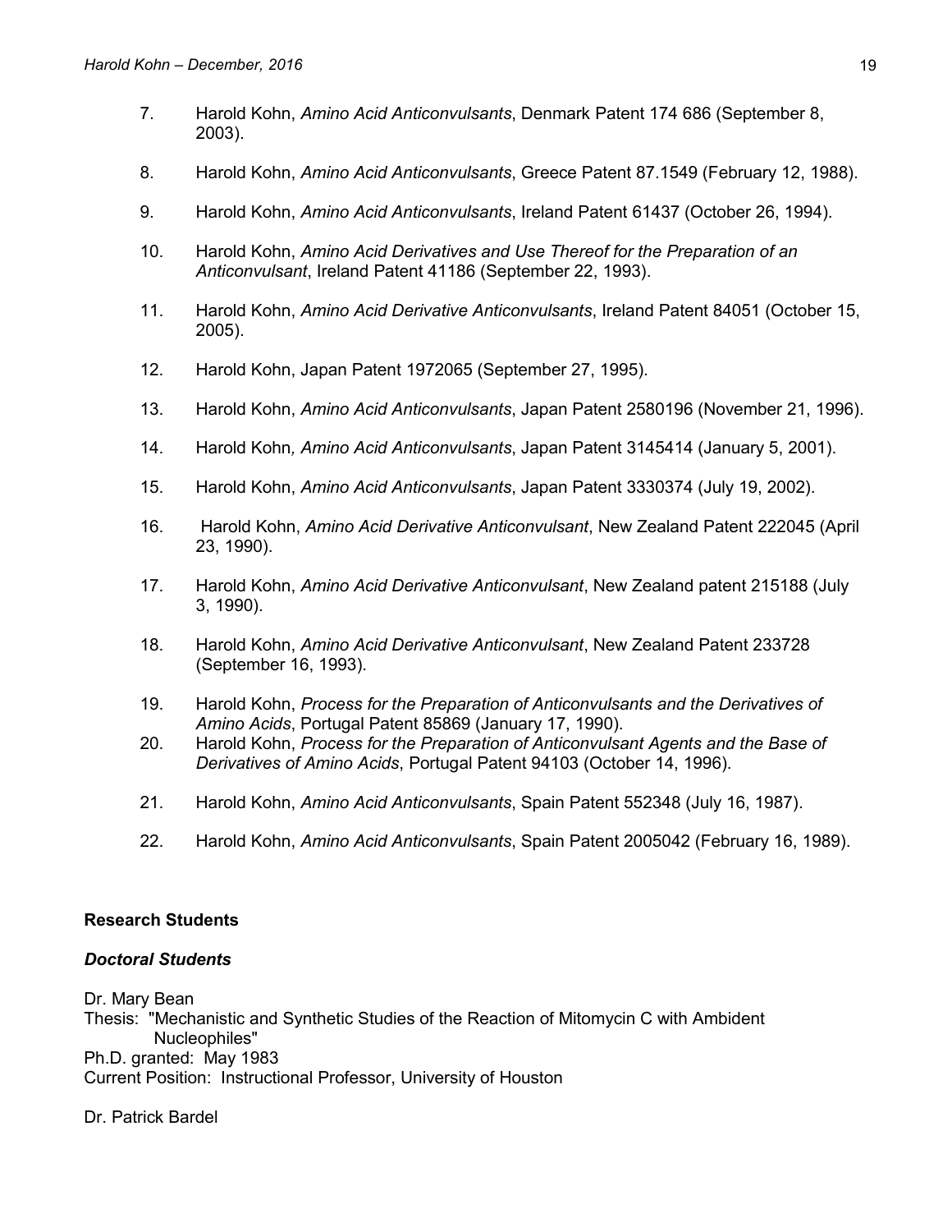7. Harold Kohn, *Amino Acid Anticonvulsants*, Denmark Patent 174 686 (September 8, 2003).

8. Harold Kohn, *Amino Acid Anticonvulsants*, Greece Patent 87.1549 (February 12, 1988).

9. Harold Kohn, *Amino Acid Anticonvulsants*, Ireland Patent 61437 (October 26, 1994).

10. Harold Kohn, *Amino Acid Derivatives and Use Thereof for the Preparation of an Anticonvulsant*, Ireland Patent 41186 (September 22, 1993).

11. Harold Kohn, *Amino Acid Derivative Anticonvulsants*, Ireland Patent 84051 (October 15, 2005).

12. Harold Kohn, Japan Patent 1972065 (September 27, 1995).

13. Harold Kohn, *Amino Acid Anticonvulsants*, Japan Patent 2580196 (November 21, 1996).

14. Harold Kohn*, Amino Acid Anticonvulsants*, Japan Patent 3145414 (January 5, 2001).

15. Harold Kohn, *Amino Acid Anticonvulsants*, Japan Patent 3330374 (July 19, 2002).

16. Harold Kohn, *Amino Acid Derivative Anticonvulsant*, New Zealand Patent 222045 (April 23, 1990).

17. Harold Kohn, *Amino Acid Derivative Anticonvulsant*, New Zealand patent 215188 (July 3, 1990).

18. Harold Kohn, *Amino Acid Derivative Anticonvulsant*, New Zealand Patent 233728 (September 16, 1993).

19. Harold Kohn, *Process for the Preparation of Anticonvulsants and the Derivatives of Amino Acids*, Portugal Patent 85869 (January 17, 1990).

20. Harold Kohn, *Process for the Preparation of Anticonvulsant Agents and the Base of Derivatives of Amino Acids*, Portugal Patent 94103 (October 14, 1996).

21. Harold Kohn, *Amino Acid Anticonvulsants*, Spain Patent 552348 (July 16, 1987).

22. Harold Kohn, *Amino Acid Anticonvulsants*, Spain Patent 2005042 (February 16, 1989).

## Research Students

### *Doctoral Students*

Dr. Mary Bean
Thesis: "Mechanistic and Synthetic Studies of the Reaction of Mitomycin C with Ambident Nucleophiles"
Ph.D. granted: May 1983
Current Position: Instructional Professor, University of Houston

Dr. Patrick Bardel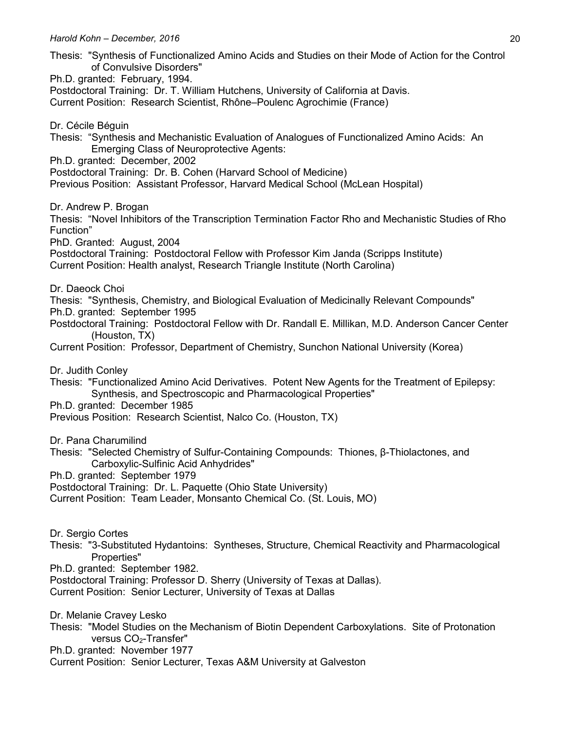Thesis: "Synthesis of Functionalized Amino Acids and Studies on their Mode of Action for the Control of Convulsive Disorders"
Ph.D. granted: February, 1994.
Postdoctoral Training: Dr. T. William Hutchens, University of California at Davis.
Current Position: Research Scientist, Rhône–Poulenc Agrochimie (France)

Dr. Cécile Béguin
Thesis: "Synthesis and Mechanistic Evaluation of Analogues of Functionalized Amino Acids: An Emerging Class of Neuroprotective Agents:
Ph.D. granted: December, 2002
Postdoctoral Training: Dr. B. Cohen (Harvard School of Medicine)
Previous Position: Assistant Professor, Harvard Medical School (McLean Hospital)

Dr. Andrew P. Brogan
Thesis: "Novel Inhibitors of the Transcription Termination Factor Rho and Mechanistic Studies of Rho Function"
PhD. Granted: August, 2004
Postdoctoral Training: Postdoctoral Fellow with Professor Kim Janda (Scripps Institute)
Current Position: Health analyst, Research Triangle Institute (North Carolina)

Dr. Daeock Choi
Thesis: "Synthesis, Chemistry, and Biological Evaluation of Medicinally Relevant Compounds"
Ph.D. granted: September 1995
Postdoctoral Training: Postdoctoral Fellow with Dr. Randall E. Millikan, M.D. Anderson Cancer Center (Houston, TX)
Current Position: Professor, Department of Chemistry, Sunchon National University (Korea)

Dr. Judith Conley
Thesis: "Functionalized Amino Acid Derivatives. Potent New Agents for the Treatment of Epilepsy: Synthesis, and Spectroscopic and Pharmacological Properties"
Ph.D. granted: December 1985
Previous Position: Research Scientist, Nalco Co. (Houston, TX)

Dr. Pana Charumilind
Thesis: "Selected Chemistry of Sulfur-Containing Compounds: Thiones, β-Thiolactones, and Carboxylic-Sulfinic Acid Anhydrides"
Ph.D. granted: September 1979
Postdoctoral Training: Dr. L. Paquette (Ohio State University)
Current Position: Team Leader, Monsanto Chemical Co. (St. Louis, MO)

Dr. Sergio Cortes
Thesis: "3-Substituted Hydantoins: Syntheses, Structure, Chemical Reactivity and Pharmacological Properties"
Ph.D. granted: September 1982.
Postdoctoral Training: Professor D. Sherry (University of Texas at Dallas).
Current Position: Senior Lecturer, University of Texas at Dallas

Dr. Melanie Cravey Lesko
Thesis: "Model Studies on the Mechanism of Biotin Dependent Carboxylations. Site of Protonation versus $CO_2$-Transfer"
Ph.D. granted: November 1977
Current Position: Senior Lecturer, Texas A&M University at Galveston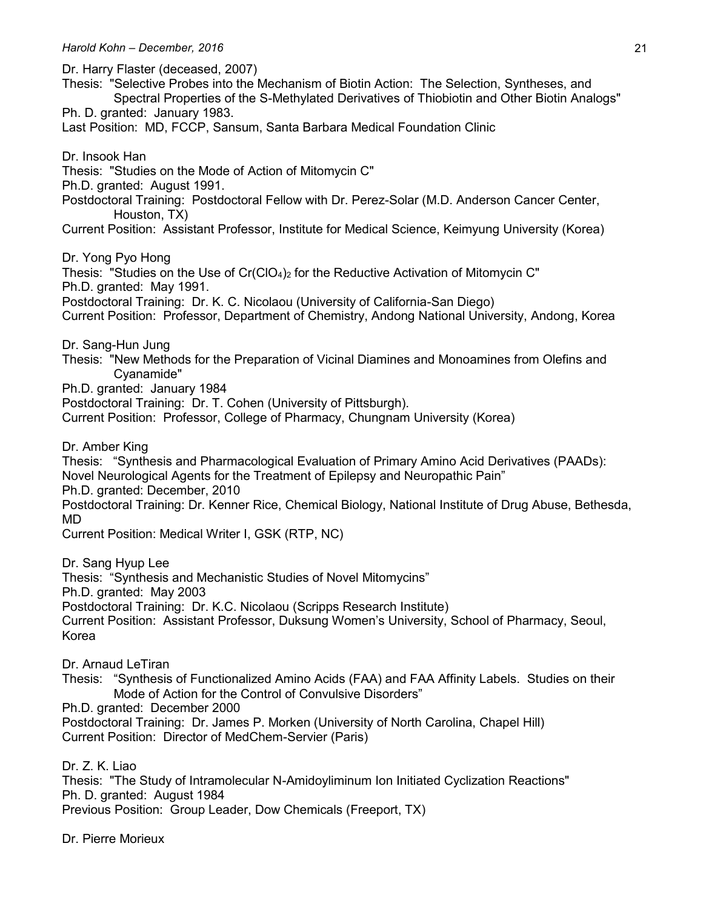Dr. Harry Flaster (deceased, 2007)
Thesis: "Selective Probes into the Mechanism of Biotin Action: The Selection, Syntheses, and Spectral Properties of the S-Methylated Derivatives of Thiobiotin and Other Biotin Analogs"
Ph. D. granted: January 1983.
Last Position: MD, FCCP, Sansum, Santa Barbara Medical Foundation Clinic

Dr. Insook Han
Thesis: "Studies on the Mode of Action of Mitomycin C"
Ph.D. granted: August 1991.
Postdoctoral Training: Postdoctoral Fellow with Dr. Perez-Solar (M.D. Anderson Cancer Center, Houston, TX)
Current Position: Assistant Professor, Institute for Medical Science, Keimyung University (Korea)

Dr. Yong Pyo Hong
Thesis: "Studies on the Use of $Cr(ClO_4)_2$ for the Reductive Activation of Mitomycin C"
Ph.D. granted: May 1991.
Postdoctoral Training: Dr. K. C. Nicolaou (University of California-San Diego)
Current Position: Professor, Department of Chemistry, Andong National University, Andong, Korea

Dr. Sang-Hun Jung
Thesis: "New Methods for the Preparation of Vicinal Diamines and Monoamines from Olefins and Cyanamide"
Ph.D. granted: January 1984
Postdoctoral Training: Dr. T. Cohen (University of Pittsburgh).
Current Position: Professor, College of Pharmacy, Chungnam University (Korea)

Dr. Amber King
Thesis: "Synthesis and Pharmacological Evaluation of Primary Amino Acid Derivatives (PAADs): Novel Neurological Agents for the Treatment of Epilepsy and Neuropathic Pain"
Ph.D. granted: December, 2010
Postdoctoral Training: Dr. Kenner Rice, Chemical Biology, National Institute of Drug Abuse, Bethesda, MD
Current Position: Medical Writer I, GSK (RTP, NC)

Dr. Sang Hyup Lee
Thesis: "Synthesis and Mechanistic Studies of Novel Mitomycins"
Ph.D. granted: May 2003
Postdoctoral Training: Dr. K.C. Nicolaou (Scripps Research Institute)
Current Position: Assistant Professor, Duksung Women's University, School of Pharmacy, Seoul, Korea

Dr. Arnaud LeTiran
Thesis: "Synthesis of Functionalized Amino Acids (FAA) and FAA Affinity Labels. Studies on their Mode of Action for the Control of Convulsive Disorders"
Ph.D. granted: December 2000
Postdoctoral Training: Dr. James P. Morken (University of North Carolina, Chapel Hill)
Current Position: Director of MedChem-Servier (Paris)

Dr. Z. K. Liao
Thesis: "The Study of Intramolecular N-Amidoyliminum Ion Initiated Cyclization Reactions"
Ph. D. granted: August 1984
Previous Position: Group Leader, Dow Chemicals (Freeport, TX)

Dr. Pierre Morieux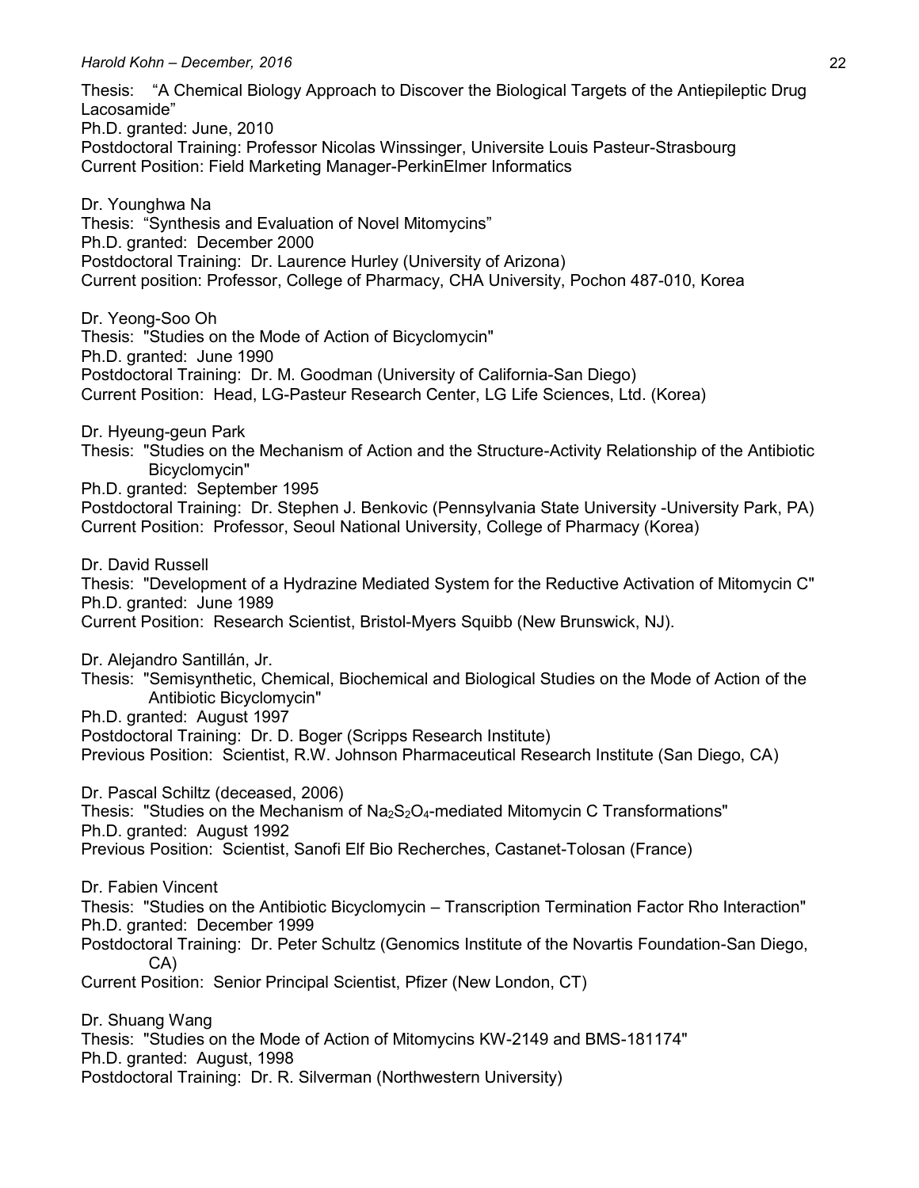Thesis: "A Chemical Biology Approach to Discover the Biological Targets of the Antiepileptic Drug Lacosamide"
Ph.D. granted: June, 2010
Postdoctoral Training: Professor Nicolas Winssinger, Universite Louis Pasteur-Strasbourg
Current Position: Field Marketing Manager-PerkinElmer Informatics

Dr. Younghwa Na
Thesis: "Synthesis and Evaluation of Novel Mitomycins"
Ph.D. granted: December 2000
Postdoctoral Training: Dr. Laurence Hurley (University of Arizona)
Current position: Professor, College of Pharmacy, CHA University, Pochon 487-010, Korea

Dr. Yeong-Soo Oh
Thesis: "Studies on the Mode of Action of Bicyclomycin"
Ph.D. granted: June 1990
Postdoctoral Training: Dr. M. Goodman (University of California-San Diego)
Current Position: Head, LG-Pasteur Research Center, LG Life Sciences, Ltd. (Korea)

Dr. Hyeung-geun Park
Thesis: "Studies on the Mechanism of Action and the Structure-Activity Relationship of the Antibiotic Bicyclomycin"
Ph.D. granted: September 1995
Postdoctoral Training: Dr. Stephen J. Benkovic (Pennsylvania State University -University Park, PA)
Current Position: Professor, Seoul National University, College of Pharmacy (Korea)

Dr. David Russell
Thesis: "Development of a Hydrazine Mediated System for the Reductive Activation of Mitomycin C"
Ph.D. granted: June 1989
Current Position: Research Scientist, Bristol-Myers Squibb (New Brunswick, NJ).

Dr. Alejandro Santillán, Jr.
Thesis: "Semisynthetic, Chemical, Biochemical and Biological Studies on the Mode of Action of the Antibiotic Bicyclomycin"
Ph.D. granted: August 1997
Postdoctoral Training: Dr. D. Boger (Scripps Research Institute)
Previous Position: Scientist, R.W. Johnson Pharmaceutical Research Institute (San Diego, CA)

Dr. Pascal Schiltz (deceased, 2006)
Thesis: "Studies on the Mechanism of $Na_2S_2O_4$-mediated Mitomycin C Transformations"
Ph.D. granted: August 1992
Previous Position: Scientist, Sanofi Elf Bio Recherches, Castanet-Tolosan (France)

Dr. Fabien Vincent
Thesis: "Studies on the Antibiotic Bicyclomycin – Transcription Termination Factor Rho Interaction"
Ph.D. granted: December 1999
Postdoctoral Training: Dr. Peter Schultz (Genomics Institute of the Novartis Foundation-San Diego, CA)
Current Position: Senior Principal Scientist, Pfizer (New London, CT)

Dr. Shuang Wang
Thesis: "Studies on the Mode of Action of Mitomycins KW-2149 and BMS-181174"
Ph.D. granted: August, 1998
Postdoctoral Training: Dr. R. Silverman (Northwestern University)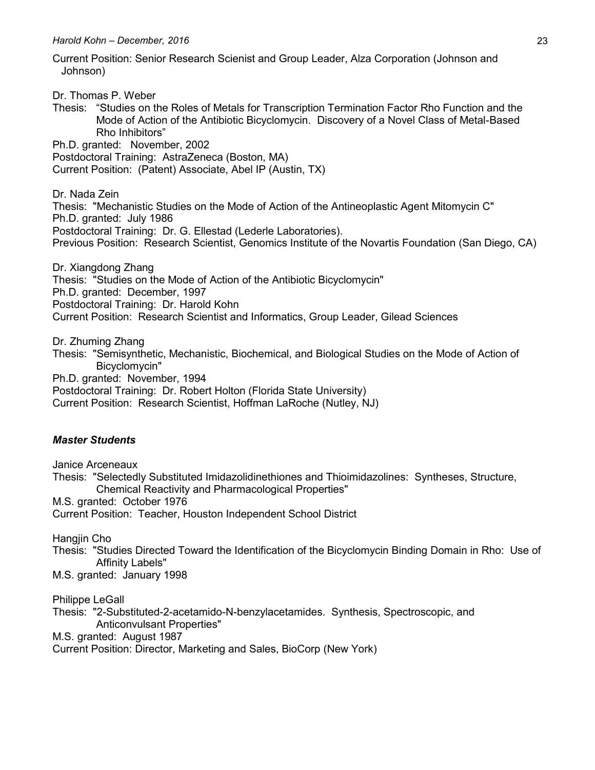Current Position: Senior Research Scienist and Group Leader, Alza Corporation (Johnson and Johnson)

Dr. Thomas P. Weber
Thesis: "Studies on the Roles of Metals for Transcription Termination Factor Rho Function and the Mode of Action of the Antibiotic Bicyclomycin. Discovery of a Novel Class of Metal-Based Rho Inhibitors"
Ph.D. granted: November, 2002
Postdoctoral Training: AstraZeneca (Boston, MA)
Current Position: (Patent) Associate, Abel IP (Austin, TX)

Dr. Nada Zein
Thesis: "Mechanistic Studies on the Mode of Action of the Antineoplastic Agent Mitomycin C"
Ph.D. granted: July 1986
Postdoctoral Training: Dr. G. Ellestad (Lederle Laboratories).
Previous Position: Research Scientist, Genomics Institute of the Novartis Foundation (San Diego, CA)

Dr. Xiangdong Zhang
Thesis: "Studies on the Mode of Action of the Antibiotic Bicyclomycin"
Ph.D. granted: December, 1997
Postdoctoral Training: Dr. Harold Kohn
Current Position: Research Scientist and Informatics, Group Leader, Gilead Sciences

Dr. Zhuming Zhang
Thesis: "Semisynthetic, Mechanistic, Biochemical, and Biological Studies on the Mode of Action of Bicyclomycin"
Ph.D. granted: November, 1994
Postdoctoral Training: Dr. Robert Holton (Florida State University)
Current Position: Research Scientist, Hoffman LaRoche (Nutley, NJ)

### *Master Students*

Janice Arceneaux
Thesis: "Selectedly Substituted Imidazolidinethiones and Thioimidazolines: Syntheses, Structure, Chemical Reactivity and Pharmacological Properties"
M.S. granted: October 1976
Current Position: Teacher, Houston Independent School District

Hangjin Cho
Thesis: "Studies Directed Toward the Identification of the Bicyclomycin Binding Domain in Rho: Use of Affinity Labels"
M.S. granted: January 1998

Philippe LeGall
Thesis: "2-Substituted-2-acetamido-N-benzylacetamides. Synthesis, Spectroscopic, and Anticonvulsant Properties"
M.S. granted: August 1987
Current Position: Director, Marketing and Sales, BioCorp (New York)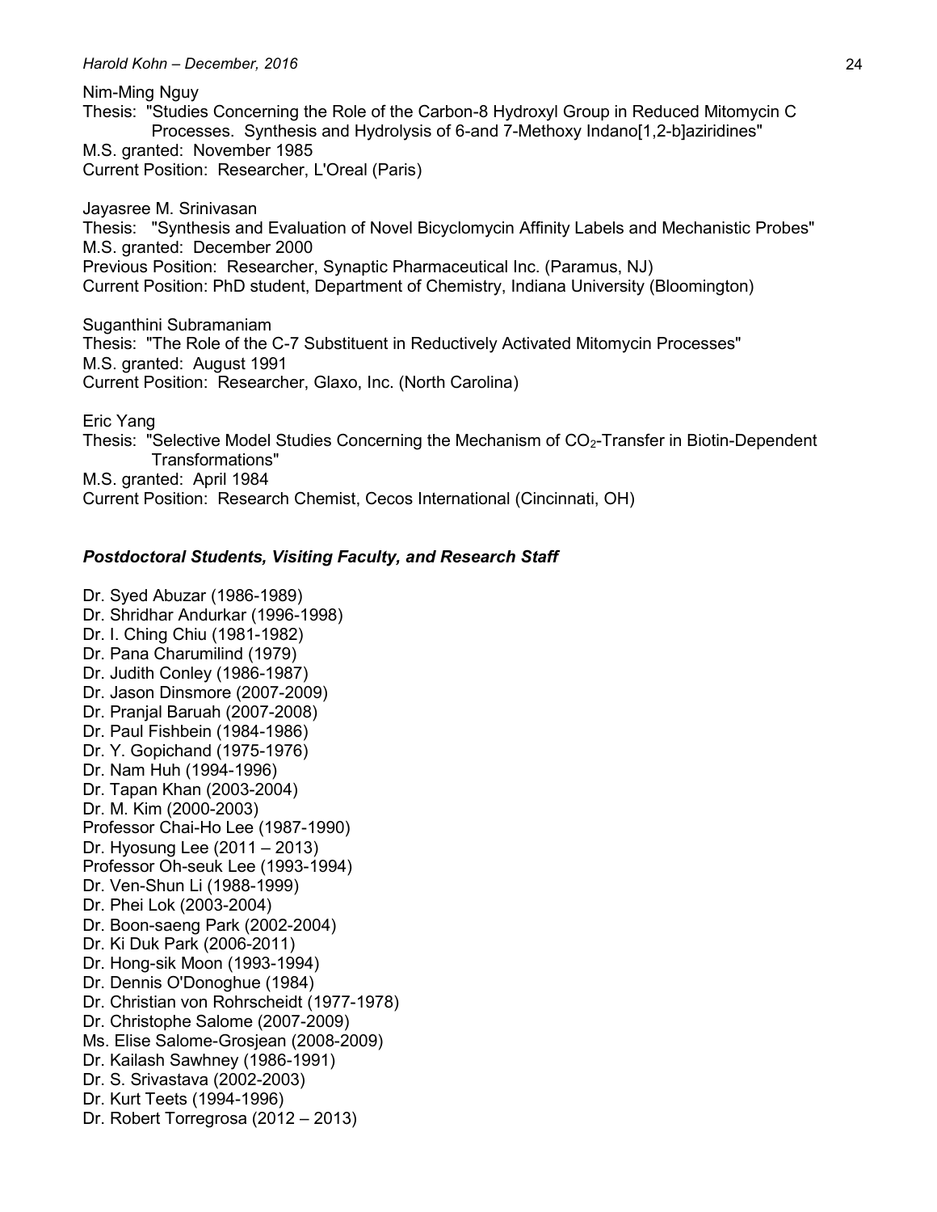Nim-Ming Nguy
Thesis: "Studies Concerning the Role of the Carbon-8 Hydroxyl Group in Reduced Mitomycin C Processes. Synthesis and Hydrolysis of 6-and 7-Methoxy Indano[1,2-b]aziridines"
M.S. granted: November 1985
Current Position: Researcher, L'Oreal (Paris)

Jayasree M. Srinivasan
Thesis: "Synthesis and Evaluation of Novel Bicyclomycin Affinity Labels and Mechanistic Probes"
M.S. granted: December 2000
Previous Position: Researcher, Synaptic Pharmaceutical Inc. (Paramus, NJ)
Current Position: PhD student, Department of Chemistry, Indiana University (Bloomington)

Suganthini Subramaniam
Thesis: "The Role of the C-7 Substituent in Reductively Activated Mitomycin Processes"
M.S. granted: August 1991
Current Position: Researcher, Glaxo, Inc. (North Carolina)

Eric Yang
Thesis: "Selective Model Studies Concerning the Mechanism of $CO_2$-Transfer in Biotin-Dependent Transformations"
M.S. granted: April 1984
Current Position: Research Chemist, Cecos International (Cincinnati, OH)

### *Postdoctoral Students, Visiting Faculty, and Research Staff*

Dr. Syed Abuzar (1986-1989)
Dr. Shridhar Andurkar (1996-1998)
Dr. I. Ching Chiu (1981-1982)
Dr. Pana Charumilind (1979)
Dr. Judith Conley (1986-1987)
Dr. Jason Dinsmore (2007-2009)
Dr. Pranjal Baruah (2007-2008)
Dr. Paul Fishbein (1984-1986)
Dr. Y. Gopichand (1975-1976)
Dr. Nam Huh (1994-1996)
Dr. Tapan Khan (2003-2004)
Dr. M. Kim (2000-2003)
Professor Chai-Ho Lee (1987-1990)
Dr. Hyosung Lee (2011 – 2013)
Professor Oh-seuk Lee (1993-1994)
Dr. Ven-Shun Li (1988-1999)
Dr. Phei Lok (2003-2004)
Dr. Boon-saeng Park (2002-2004)
Dr. Ki Duk Park (2006-2011)
Dr. Hong-sik Moon (1993-1994)
Dr. Dennis O'Donoghue (1984)
Dr. Christian von Rohrscheidt (1977-1978)
Dr. Christophe Salome (2007-2009)
Ms. Elise Salome-Grosjean (2008-2009)
Dr. Kailash Sawhney (1986-1991)
Dr. S. Srivastava (2002-2003)
Dr. Kurt Teets (1994-1996)
Dr. Robert Torregrosa (2012 – 2013)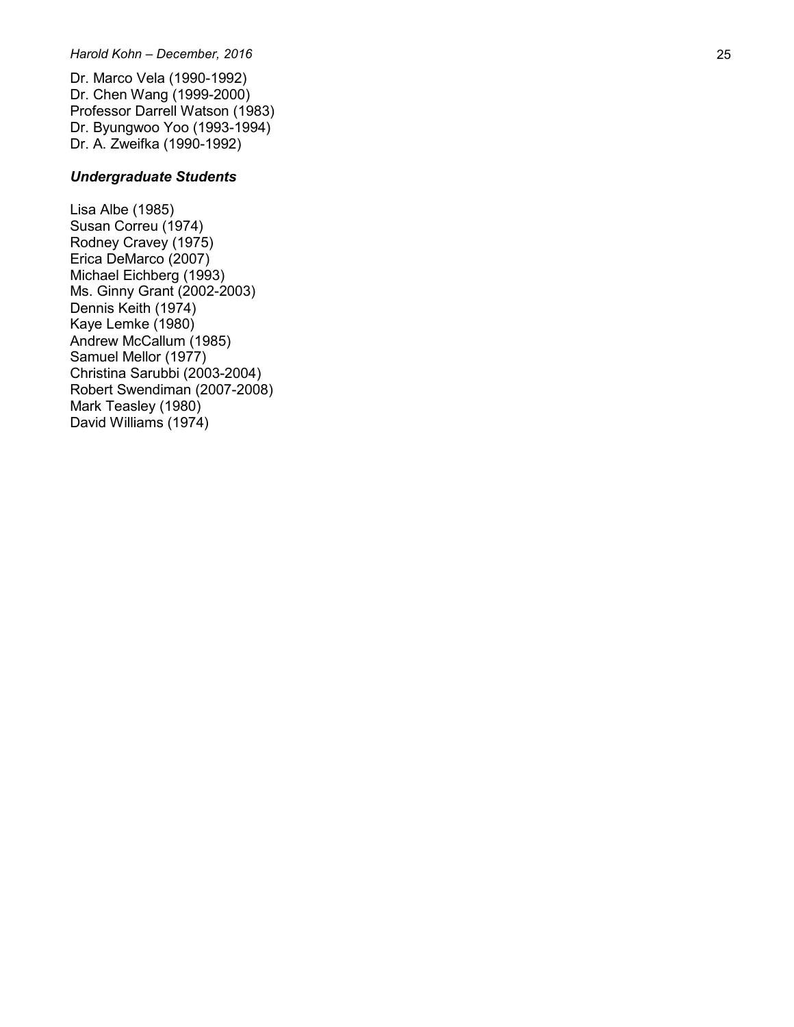Dr. Marco Vela (1990-1992)
Dr. Chen Wang (1999-2000)
Professor Darrell Watson (1983)
Dr. Byungwoo Yoo (1993-1994)
Dr. A. Zweifka (1990-1992)

### *Undergraduate Students*

Lisa Albe (1985)
Susan Correu (1974)
Rodney Cravey (1975)
Erica DeMarco (2007)
Michael Eichberg (1993)
Ms. Ginny Grant (2002-2003)
Dennis Keith (1974)
Kaye Lemke (1980)
Andrew McCallum (1985)
Samuel Mellor (1977)
Christina Sarubbi (2003-2004)
Robert Swendiman (2007-2008)
Mark Teasley (1980)
David Williams (1974)